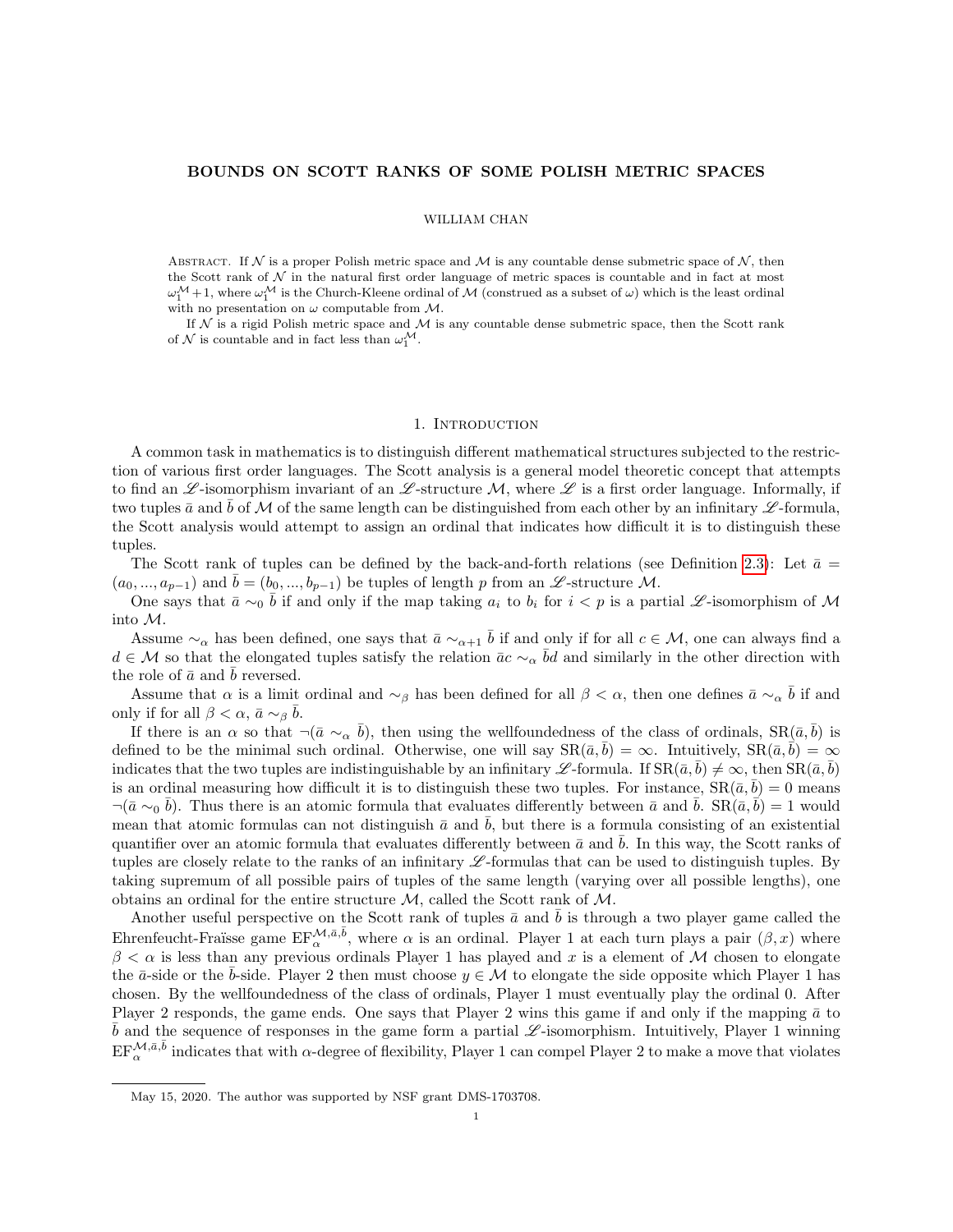# BOUNDS ON SCOTT RANKS OF SOME POLISH METRIC SPACES

WILLIAM CHAN

Abstract. If $\mathcal{N}$ is a proper Polish metric space and $\mathcal{M}$ is any countable dense submetric space of $\mathcal{N}$, then the Scott rank of $\mathcal{N}$ in the natural first order language of metric spaces is countable and in fact at most $\omega_1^{\mathcal{M}}+1$, where $\omega_1^{\mathcal{M}}$ is the Church-Kleene ordinal of $\mathcal{M}$ (construed as a subset of $\omega$) which is the least ordinal with no presentation on $\omega$ computable from $\mathcal{M}$.

If $\mathcal{N}$ is a rigid Polish metric space and $\mathcal{M}$ is any countable dense submetric space, then the Scott rank of $\mathcal{N}$ is countable and in fact less than $\omega_1^{\mathcal{M}}$.

## 1. Introduction

A common task in mathematics is to distinguish different mathematical structures subjected to the restriction of various first order languages. The Scott analysis is a general model theoretic concept that attempts to find an $\mathscr{L}$-isomorphism invariant of an $\mathscr{L}$-structure $\mathcal{M}$, where $\mathscr{L}$ is a first order language. Informally, if two tuples $\bar{a}$ and $\bar{b}$ of $\mathcal{M}$ of the same length can be distinguished from each other by an infinitary $\mathscr{L}$-formula, the Scott analysis would attempt to assign an ordinal that indicates how difficult it is to distinguish these tuples.

The Scott rank of tuples can be defined by the back-and-forth relations (see Definition 2.3): Let $\bar{a} = (a_0, ..., a_{p-1})$ and $\bar{b} = (b_0, ..., b_{p-1})$ be tuples of length $p$ from an $\mathscr{L}$-structure $\mathcal{M}$.

One says that $\bar{a} \sim_0 \bar{b}$ if and only if the map taking $a_i$ to $b_i$ for $i < p$ is a partial $\mathscr{L}$-isomorphism of $\mathcal{M}$ into $\mathcal{M}$.

Assume $\sim_\alpha$ has been defined, one says that $\bar{a} \sim_{\alpha+1} \bar{b}$ if and only if for all $c \in \mathcal{M}$, one can always find a $d \in \mathcal{M}$ so that the elongated tuples satisfy the relation $\bar{a}c \sim_\alpha \bar{b}d$ and similarly in the other direction with the role of $\bar{a}$ and $\bar{b}$ reversed.

Assume that $\alpha$ is a limit ordinal and $\sim_\beta$ has been defined for all $\beta < \alpha$, then one defines $\bar{a} \sim_\alpha \bar{b}$ if and only if for all $\beta < \alpha$, $\bar{a} \sim_\beta \bar{b}$.

If there is an $\alpha$ so that $\neg(\bar{a} \sim_\alpha \bar{b})$, then using the wellfoundedness of the class of ordinals, $\mathrm{SR}(\bar{a}, \bar{b})$ is defined to be the minimal such ordinal. Otherwise, one will say $\mathrm{SR}(\bar{a}, \bar{b}) = \infty$. Intuitively, $\mathrm{SR}(\bar{a}, \bar{b}) = \infty$ indicates that the two tuples are indistinguishable by an infinitary $\mathscr{L}$-formula. If $\mathrm{SR}(\bar{a}, \bar{b}) \neq \infty$, then $\mathrm{SR}(\bar{a}, \bar{b})$ is an ordinal measuring how difficult it is to distinguish these two tuples. For instance, $\mathrm{SR}(\bar{a}, \bar{b}) = 0$ means $\neg(\bar{a} \sim_0 \bar{b})$. Thus there is an atomic formula that evaluates differently between $\bar{a}$ and $\bar{b}$. $\mathrm{SR}(\bar{a}, \bar{b}) = 1$ would mean that atomic formulas can not distinguish $\bar{a}$ and $\bar{b}$, but there is a formula consisting of an existential quantifier over an atomic formula that evaluates differently between $\bar{a}$ and $\bar{b}$. In this way, the Scott ranks of tuples are closely relate to the ranks of an infinitary $\mathscr{L}$-formulas that can be used to distinguish tuples. By taking supremum of all possible pairs of tuples of the same length (varying over all possible lengths), one obtains an ordinal for the entire structure $\mathcal{M}$, called the Scott rank of $\mathcal{M}$.

Another useful perspective on the Scott rank of tuples $\bar{a}$ and $\bar{b}$ is through a two player game called the Ehrenfeucht-Fraïssé game $\mathrm{EF}_\alpha^{\mathcal{M},\bar{a},\bar{b}}$, where $\alpha$ is an ordinal. Player 1 at each turn plays a pair $(\beta, x)$ where $\beta < \alpha$ is less than any previous ordinals Player 1 has played and $x$ is a element of $\mathcal{M}$ chosen to elongate the $\bar{a}$-side or the $\bar{b}$-side. Player 2 then must choose $y \in \mathcal{M}$ to elongate the side opposite which Player 1 has chosen. By the wellfoundedness of the class of ordinals, Player 1 must eventually play the ordinal 0. After Player 2 responds, the game ends. One says that Player 2 wins this game if and only if the mapping $\bar{a}$ to $\bar{b}$ and the sequence of responses in the game form a partial $\mathscr{L}$-isomorphism. Intuitively, Player 1 winning $\mathrm{EF}_\alpha^{\mathcal{M},\bar{a},\bar{b}}$ indicates that with $\alpha$-degree of flexibility, Player 1 can compel Player 2 to make a move that violates

May 15, 2020. The author was supported by NSF grant DMS-1703708.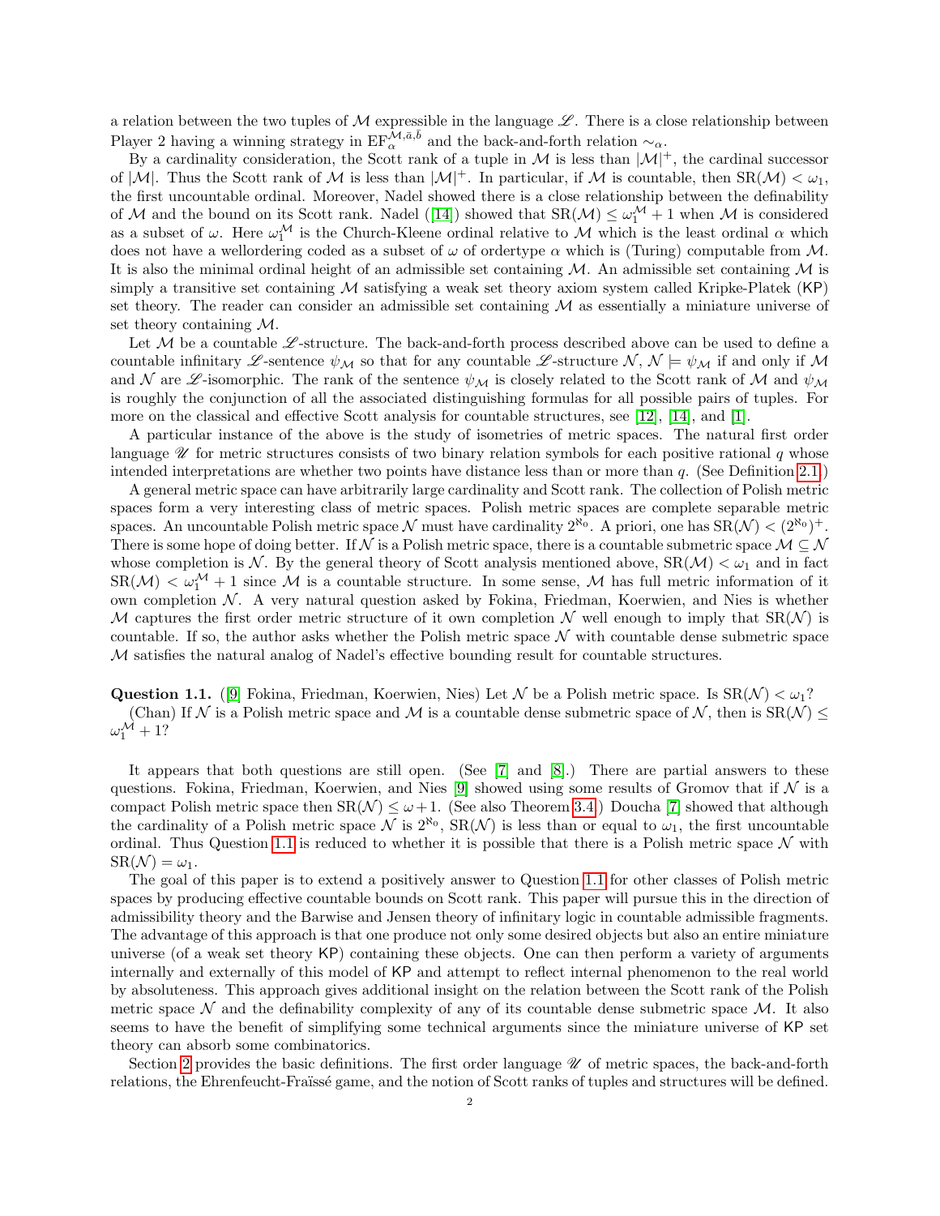a relation between the two tuples of $\mathcal{M}$ expressible in the language $\mathscr{L}$. There is a close relationship between Player 2 having a winning strategy in $\mathrm{EF}_\alpha^{\mathcal{M},\bar{a},\bar{b}}$ and the back-and-forth relation $\sim_\alpha$.

By a cardinality consideration, the Scott rank of a tuple in $\mathcal{M}$ is less than $|\mathcal{M}|^+$, the cardinal successor of $|\mathcal{M}|$. Thus the Scott rank of $\mathcal{M}$ is less than $|\mathcal{M}|^+$. In particular, if $\mathcal{M}$ is countable, then $\mathrm{SR}(\mathcal{M}) < \omega_1$, the first uncountable ordinal. Moreover, Nadel showed there is a close relationship between the definability of $\mathcal{M}$ and the bound on its Scott rank. Nadel ([14]) showed that $\mathrm{SR}(\mathcal{M}) \leq \omega_1^{\mathcal{M}} + 1$ when $\mathcal{M}$ is considered as a subset of $\omega$. Here $\omega_1^{\mathcal{M}}$ is the Church-Kleene ordinal relative to $\mathcal{M}$ which is the least ordinal $\alpha$ which does not have a wellordering coded as a subset of $\omega$ of ordertype $\alpha$ which is (Turing) computable from $\mathcal{M}$. It is also the minimal ordinal height of an admissible set containing $\mathcal{M}$. An admissible set containing $\mathcal{M}$ is simply a transitive set containing $\mathcal{M}$ satisfying a weak set theory axiom system called Kripke-Platek (KP) set theory. The reader can consider an admissible set containing $\mathcal{M}$ as essentially a miniature universe of set theory containing $\mathcal{M}$.

Let $\mathcal{M}$ be a countable $\mathscr{L}$-structure. The back-and-forth process described above can be used to define a countable infinitary $\mathscr{L}$-sentence $\psi_\mathcal{M}$ so that for any countable $\mathscr{L}$-structure $\mathcal{N}$, $\mathcal{N} \models \psi_\mathcal{M}$ if and only if $\mathcal{M}$ and $\mathcal{N}$ are $\mathscr{L}$-isomorphic. The rank of the sentence $\psi_\mathcal{M}$ is closely related to the Scott rank of $\mathcal{M}$ and $\psi_\mathcal{M}$ is roughly the conjunction of all the associated distinguishing formulas for all possible pairs of tuples. For more on the classical and effective Scott analysis for countable structures, see [12], [14], and [1].

A particular instance of the above is the study of isometries of metric spaces. The natural first order language $\mathscr{U}$ for metric structures consists of two binary relation symbols for each positive rational $q$ whose intended interpretations are whether two points have distance less than or more than $q$. (See Definition 2.1.)

A general metric space can have arbitrarily large cardinality and Scott rank. The collection of Polish metric spaces form a very interesting class of metric spaces. Polish metric spaces are complete separable metric spaces. An uncountable Polish metric space $\mathcal{N}$ must have cardinality $2^{\aleph_0}$. A priori, one has $\mathrm{SR}(\mathcal{N}) < (2^{\aleph_0})^+$. There is some hope of doing better. If $\mathcal{N}$ is a Polish metric space, there is a countable submetric space $\mathcal{M} \subseteq \mathcal{N}$ whose completion is $\mathcal{N}$. By the general theory of Scott analysis mentioned above, $\mathrm{SR}(\mathcal{M}) < \omega_1$ and in fact $\mathrm{SR}(\mathcal{M}) < \omega_1^{\mathcal{M}} + 1$ since $\mathcal{M}$ is a countable structure. In some sense, $\mathcal{M}$ has full metric information of it own completion $\mathcal{N}$. A very natural question asked by Fokina, Friedman, Koerwien, and Nies is whether $\mathcal{M}$ captures the first order metric structure of it own completion $\mathcal{N}$ well enough to imply that $\mathrm{SR}(\mathcal{N})$ is countable. If so, the author asks whether the Polish metric space $\mathcal{N}$ with countable dense submetric space $\mathcal{M}$ satisfies the natural analog of Nadel's effective bounding result for countable structures.

**Question 1.1.** ([9] Fokina, Friedman, Koerwien, Nies) Let $\mathcal{N}$ be a Polish metric space. Is $\mathrm{SR}(\mathcal{N}) < \omega_1$?

(Chan) If $\mathcal{N}$ is a Polish metric space and $\mathcal{M}$ is a countable dense submetric space of $\mathcal{N}$, then is $\mathrm{SR}(\mathcal{N}) \leq \omega_1^{\mathcal{M}} + 1$?

It appears that both questions are still open. (See [7] and [8].) There are partial answers to these questions. Fokina, Friedman, Koerwien, and Nies [9] showed using some results of Gromov that if $\mathcal{N}$ is a compact Polish metric space then $\mathrm{SR}(\mathcal{N}) \leq \omega + 1$. (See also Theorem 3.4.) Doucha [7] showed that although the cardinality of a Polish metric space $\mathcal{N}$ is $2^{\aleph_0}$, $\mathrm{SR}(\mathcal{N})$ is less than or equal to $\omega_1$, the first uncountable ordinal. Thus Question 1.1 is reduced to whether it is possible that there is a Polish metric space $\mathcal{N}$ with $\mathrm{SR}(\mathcal{N}) = \omega_1$.

The goal of this paper is to extend a positively answer to Question 1.1 for other classes of Polish metric spaces by producing effective countable bounds on Scott rank. This paper will pursue this in the direction of admissibility theory and the Barwise and Jensen theory of infinitary logic in countable admissible fragments. The advantage of this approach is that one produce not only some desired objects but also an entire miniature universe (of a weak set theory KP) containing these objects. One can then perform a variety of arguments internally and externally of this model of KP and attempt to reflect internal phenomenon to the real world by absoluteness. This approach gives additional insight on the relation between the Scott rank of the Polish metric space $\mathcal{N}$ and the definability complexity of any of its countable dense submetric space $\mathcal{M}$. It also seems to have the benefit of simplifying some technical arguments since the miniature universe of KP set theory can absorb some combinatorics.

Section 2 provides the basic definitions. The first order language $\mathscr{U}$ of metric spaces, the back-and-forth relations, the Ehrenfeucht-Fraïssé game, and the notion of Scott ranks of tuples and structures will be defined.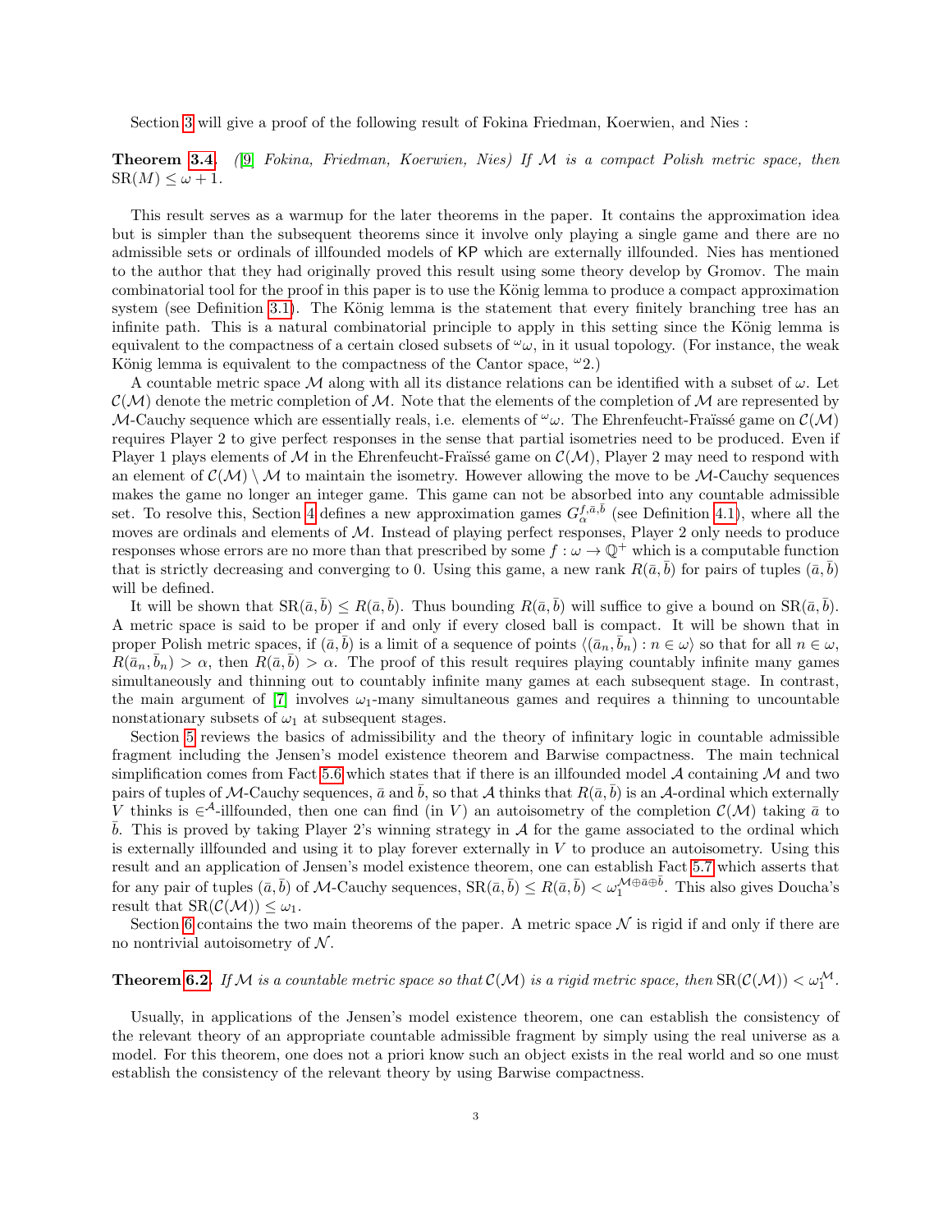Section 3 will give a proof of the following result of Fokina Friedman, Koerwien, and Nies :

**Theorem 3.4.** *([9] Fokina, Friedman, Koerwien, Nies) If $\mathcal{M}$ is a compact Polish metric space, then* $\text{SR}(M) \leq \omega + 1$.

This result serves as a warmup for the later theorems in the paper. It contains the approximation idea but is simpler than the subsequent theorems since it involve only playing a single game and there are no admissible sets or ordinals of illfounded models of KP which are externally illfounded. Nies has mentioned to the author that they had originally proved this result using some theory develop by Gromov. The main combinatorial tool for the proof in this paper is to use the König lemma to produce a compact approximation system (see Definition 3.1). The König lemma is the statement that every finitely branching tree has an infinite path. This is a natural combinatorial principle to apply in this setting since the König lemma is equivalent to the compactness of a certain closed subsets of ${}^\omega\omega$, in it usual topology. (For instance, the weak König lemma is equivalent to the compactness of the Cantor space, ${}^\omega 2$.)

A countable metric space $\mathcal{M}$ along with all its distance relations can be identified with a subset of $\omega$. Let $\mathcal{C}(\mathcal{M})$ denote the metric completion of $\mathcal{M}$. Note that the elements of the completion of $\mathcal{M}$ are represented by $\mathcal{M}$-Cauchy sequence which are essentially reals, i.e. elements of ${}^\omega\omega$. The Ehrenfeucht-Fraïssé game on $\mathcal{C}(\mathcal{M})$ requires Player 2 to give perfect responses in the sense that partial isometries need to be produced. Even if Player 1 plays elements of $\mathcal{M}$ in the Ehrenfeucht-Fraïssé game on $\mathcal{C}(\mathcal{M})$, Player 2 may need to respond with an element of $\mathcal{C}(\mathcal{M}) \setminus \mathcal{M}$ to maintain the isometry. However allowing the move to be $\mathcal{M}$-Cauchy sequences makes the game no longer an integer game. This game can not be absorbed into any countable admissible set. To resolve this, Section 4 defines a new approximation games $G_\alpha^{f,\bar{a},\bar{b}}$ (see Definition 4.1), where all the moves are ordinals and elements of $\mathcal{M}$. Instead of playing perfect responses, Player 2 only needs to produce responses whose errors are no more than that prescribed by some $f : \omega \to \mathbb{Q}^+$ which is a computable function that is strictly decreasing and converging to 0. Using this game, a new rank $R(\bar{a}, \bar{b})$ for pairs of tuples $(\bar{a}, \bar{b})$ will be defined.

It will be shown that $\text{SR}(\bar{a}, \bar{b}) \leq R(\bar{a}, \bar{b})$. Thus bounding $R(\bar{a}, \bar{b})$ will suffice to give a bound on $\text{SR}(\bar{a}, \bar{b})$. A metric space is said to be proper if and only if every closed ball is compact. It will be shown that in proper Polish metric spaces, if $(\bar{a}, \bar{b})$ is a limit of a sequence of points $\langle (\bar{a}_n, \bar{b}_n) : n \in \omega \rangle$ so that for all $n \in \omega$, $R(\bar{a}_n, \bar{b}_n) > \alpha$, then $R(\bar{a}, \bar{b}) > \alpha$. The proof of this result requires playing countably infinite many games simultaneously and thinning out to countably infinite many games at each subsequent stage. In contrast, the main argument of [7] involves $\omega_1$-many simultaneous games and requires a thinning to uncountable nonstationary subsets of $\omega_1$ at subsequent stages.

Section 5 reviews the basics of admissibility and the theory of infinitary logic in countable admissible fragment including the Jensen's model existence theorem and Barwise compactness. The main technical simplification comes from Fact 5.6 which states that if there is an illfounded model $\mathcal{A}$ containing $\mathcal{M}$ and two pairs of tuples of $\mathcal{M}$-Cauchy sequences, $\bar{a}$ and $\bar{b}$, so that $\mathcal{A}$ thinks that $R(\bar{a}, \bar{b})$ is an $\mathcal{A}$-ordinal which externally $V$ thinks is $\in^{\mathcal{A}}$-illfounded, then one can find (in $V$) an autoisometry of the completion $\mathcal{C}(\mathcal{M})$ taking $\bar{a}$ to $\bar{b}$. This is proved by taking Player 2's winning strategy in $\mathcal{A}$ for the game associated to the ordinal which is externally illfounded and using it to play forever externally in $V$ to produce an autoisometry. Using this result and an application of Jensen's model existence theorem, one can establish Fact 5.7 which asserts that for any pair of tuples $(\bar{a}, \bar{b})$ of $\mathcal{M}$-Cauchy sequences, $\text{SR}(\bar{a}, \bar{b}) \leq R(\bar{a}, \bar{b}) < \omega_1^{\mathcal{M} \oplus \bar{a} \oplus \bar{b}}$. This also gives Doucha's result that $\text{SR}(\mathcal{C}(\mathcal{M})) \leq \omega_1$.

Section 6 contains the two main theorems of the paper. A metric space $\mathcal{N}$ is rigid if and only if there are no nontrivial autoisometry of $\mathcal{N}$.

**Theorem 6.2.** *If $\mathcal{M}$ is a countable metric space so that $\mathcal{C}(\mathcal{M})$ is a rigid metric space, then* $\text{SR}(\mathcal{C}(\mathcal{M})) < \omega_1^{\mathcal{M}}$.

Usually, in applications of the Jensen's model existence theorem, one can establish the consistency of the relevant theory of an appropriate countable admissible fragment by simply using the real universe as a model. For this theorem, one does not a priori know such an object exists in the real world and so one must establish the consistency of the relevant theory by using Barwise compactness.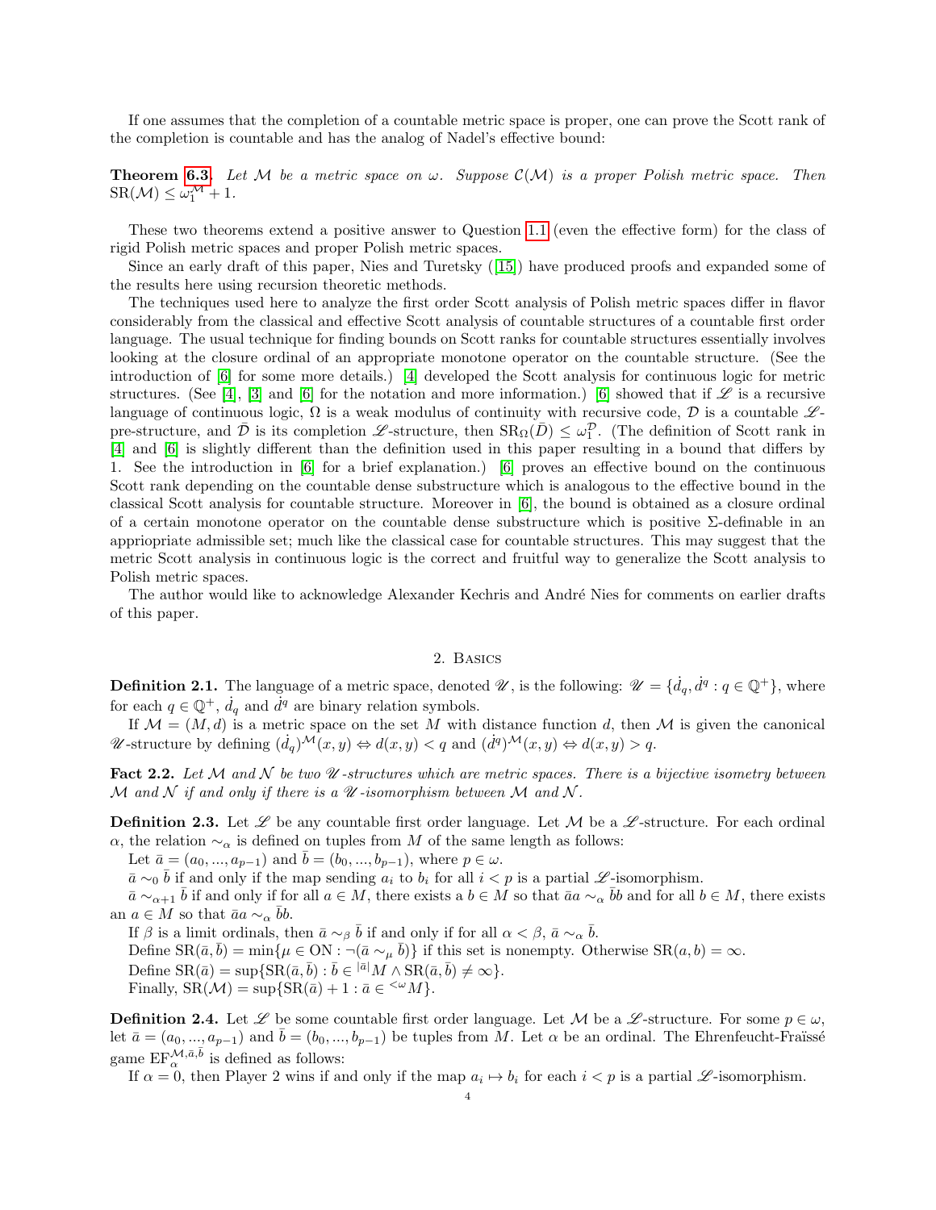If one assumes that the completion of a countable metric space is proper, one can prove the Scott rank of the completion is countable and has the analog of Nadel's effective bound:

**Theorem 6.3.** *Let $\mathcal{M}$ be a metric space on $\omega$. Suppose $\mathcal{C}(\mathcal{M})$ is a proper Polish metric space. Then* $\text{SR}(\mathcal{M}) \leq \omega_1^{\mathcal{M}} + 1$.

These two theorems extend a positive answer to Question 1.1 (even the effective form) for the class of rigid Polish metric spaces and proper Polish metric spaces.

Since an early draft of this paper, Nies and Turetsky ([15]) have produced proofs and expanded some of the results here using recursion theoretic methods.

The techniques used here to analyze the first order Scott analysis of Polish metric spaces differ in flavor considerably from the classical and effective Scott analysis of countable structures of a countable first order language. The usual technique for finding bounds on Scott ranks for countable structures essentially involves looking at the closure ordinal of an appropriate monotone operator on the countable structure. (See the introduction of [6] for some more details.) [4] developed the Scott analysis for continuous logic for metric structures. (See [4], [3] and [6] for the notation and more information.) [6] showed that if $\mathscr{L}$ is a recursive language of continuous logic, $\Omega$ is a weak modulus of continuity with recursive code, $\mathcal{D}$ is a countable $\mathscr{L}$-pre-structure, and $\bar{\mathcal{D}}$ is its completion $\mathscr{L}$-structure, then $\text{SR}_\Omega(\bar{D}) \leq \omega_1^{\mathcal{D}}$. (The definition of Scott rank in [4] and [6] is slightly different than the definition used in this paper resulting in a bound that differs by 1. See the introduction in [6] for a brief explanation.) [6] proves an effective bound on the continuous Scott rank depending on the countable dense substructure which is analogous to the effective bound in the classical Scott analysis for countable structure. Moreover in [6], the bound is obtained as a closure ordinal of a certain monotone operator on the countable dense substructure which is positive $\Sigma$-definable in an appriopriate admissible set; much like the classical case for countable structures. This may suggest that the metric Scott analysis in continuous logic is the correct and fruitful way to generalize the Scott analysis to Polish metric spaces.

The author would like to acknowledge Alexander Kechris and André Nies for comments on earlier drafts of this paper.

## 2. Basics

**Definition 2.1.** The language of a metric space, denoted $\mathscr{U}$, is the following: $\mathscr{U} = \{\dot{d}_q, \dot{d}^q : q \in \mathbb{Q}^+\}$, where for each $q \in \mathbb{Q}^+$, $\dot{d}_q$ and $\dot{d}^q$ are binary relation symbols.

If $\mathcal{M} = (M, d)$ is a metric space on the set $M$ with distance function $d$, then $\mathcal{M}$ is given the canonical $\mathscr{U}$-structure by defining $(\dot{d}_q)^{\mathcal{M}}(x, y) \Leftrightarrow d(x, y) < q$ and $(\dot{d}^q)^{\mathcal{M}}(x, y) \Leftrightarrow d(x, y) > q$.

**Fact 2.2.** *Let $\mathcal{M}$ and $\mathcal{N}$ be two $\mathscr{U}$-structures which are metric spaces. There is a bijective isometry between $\mathcal{M}$ and $\mathcal{N}$ if and only if there is a $\mathscr{U}$-isomorphism between $\mathcal{M}$ and $\mathcal{N}$.*

**Definition 2.3.** Let $\mathscr{L}$ be any countable first order language. Let $\mathcal{M}$ be a $\mathscr{L}$-structure. For each ordinal $\alpha$, the relation $\sim_\alpha$ is defined on tuples from $M$ of the same length as follows:

Let $\bar{a} = (a_0, ..., a_{p-1})$ and $\bar{b} = (b_0, ..., b_{p-1})$, where $p \in \omega$.

$\bar{a} \sim_0 \bar{b}$ if and only if the map sending $a_i$ to $b_i$ for all $i < p$ is a partial $\mathscr{L}$-isomorphism.

$\bar{a} \sim_{\alpha+1} \bar{b}$ if and only if for all $a \in M$, there exists a $b \in M$ so that $\bar{a}a \sim_\alpha \bar{b}b$ and for all $b \in M$, there exists an $a \in M$ so that $\bar{a}a \sim_\alpha \bar{b}b$.

If $\beta$ is a limit ordinals, then $\bar{a} \sim_\beta \bar{b}$ if and only if for all $\alpha < \beta$, $\bar{a} \sim_\alpha \bar{b}$.

Define $\text{SR}(\bar{a}, \bar{b}) = \min\{\mu \in \text{ON} : \neg(\bar{a} \sim_\mu \bar{b})\}$ if this set is nonempty. Otherwise $\text{SR}(a, b) = \infty$.

Define $\text{SR}(\bar{a}) = \sup\{\text{SR}(\bar{a}, \bar{b}) : \bar{b} \in {}^{|\bar{a}|}M \wedge \text{SR}(\bar{a}, \bar{b}) \neq \infty\}$.

Finally, $\text{SR}(\mathcal{M}) = \sup\{\text{SR}(\bar{a}) + 1 : \bar{a} \in {}^{<\omega}M\}$.

**Definition 2.4.** Let $\mathscr{L}$ be some countable first order language. Let $\mathcal{M}$ be a $\mathscr{L}$-structure. For some $p \in \omega$, let $\bar{a} = (a_0, ..., a_{p-1})$ and $\bar{b} = (b_0, ..., b_{p-1})$ be tuples from $M$. Let $\alpha$ be an ordinal. The Ehrenfeucht-Fraïssé game $\text{EF}_\alpha^{\mathcal{M}, \bar{a}, \bar{b}}$ is defined as follows:

If $\alpha = 0$, then Player 2 wins if and only if the map $a_i \mapsto b_i$ for each $i < p$ is a partial $\mathscr{L}$-isomorphism.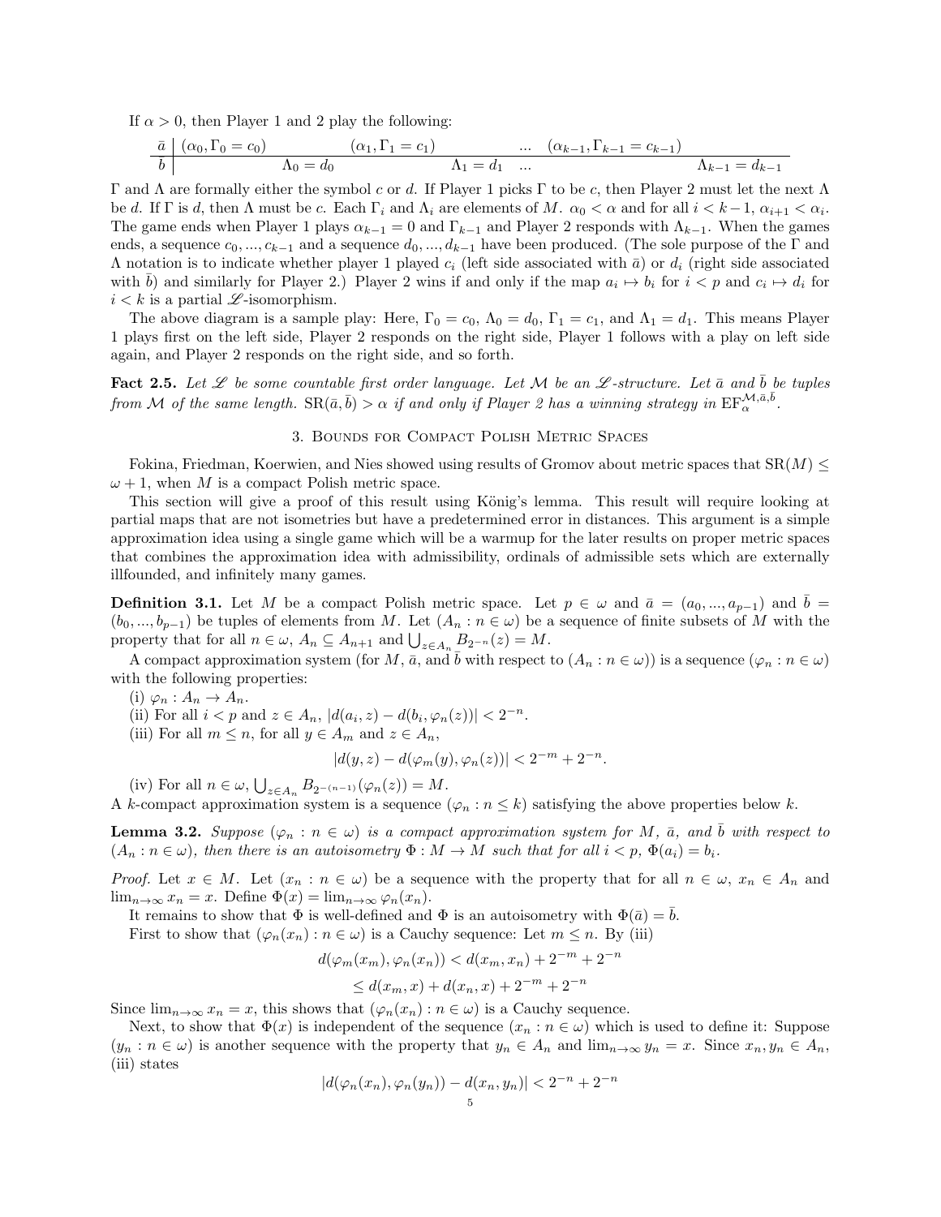If $\alpha > 0$, then Player 1 and 2 play the following:

$$
\begin{array}{c|ccccccc}
\bar{a} & (\alpha_0, \Gamma_0 = c_0) & & (\alpha_1, \Gamma_1 = c_1) & & \ldots & (\alpha_{k-1}, \Gamma_{k-1} = c_{k-1}) & \\
\hline
\bar{b} & & \Lambda_0 = d_0 & & \Lambda_1 = d_1 & \ldots & & \Lambda_{k-1} = d_{k-1}
\end{array}
$$

$\Gamma$ and $\Lambda$ are formally either the symbol $c$ or $d$. If Player 1 picks $\Gamma$ to be $c$, then Player 2 must let the next $\Lambda$ be $d$. If $\Gamma$ is $d$, then $\Lambda$ must be $c$. Each $\Gamma_i$ and $\Lambda_i$ are elements of $M$. $\alpha_0 < \alpha$ and for all $i < k-1$, $\alpha_{i+1} < \alpha_i$. The game ends when Player 1 plays $\alpha_{k-1} = 0$ and $\Gamma_{k-1}$ and Player 2 responds with $\Lambda_{k-1}$. When the games ends, a sequence $c_0, ..., c_{k-1}$ and a sequence $d_0, ..., d_{k-1}$ have been produced. (The sole purpose of the $\Gamma$ and $\Lambda$ notation is to indicate whether player 1 played $c_i$ (left side associated with $\bar{a}$) or $d_i$ (right side associated with $\bar{b}$) and similarly for Player 2.) Player 2 wins if and only if the map $a_i \mapsto b_i$ for $i < p$ and $c_i \mapsto d_i$ for $i < k$ is a partial $\mathscr{L}$-isomorphism.

The above diagram is a sample play: Here, $\Gamma_0 = c_0$, $\Lambda_0 = d_0$, $\Gamma_1 = c_1$, and $\Lambda_1 = d_1$. This means Player 1 plays first on the left side, Player 2 responds on the right side, Player 1 follows with a play on left side again, and Player 2 responds on the right side, and so forth.

**Fact 2.5.** *Let $\mathscr{L}$ be some countable first order language. Let $\mathcal{M}$ be an $\mathscr{L}$-structure. Let $\bar{a}$ and $\bar{b}$ be tuples from $\mathcal{M}$ of the same length. $\mathrm{SR}(\bar{a}, \bar{b}) > \alpha$ if and only if Player 2 has a winning strategy in $\mathrm{EF}_\alpha^{\mathcal{M}, \bar{a}, \bar{b}}$.*

## 3. Bounds for Compact Polish Metric Spaces

Fokina, Friedman, Koerwien, and Nies showed using results of Gromov about metric spaces that $\mathrm{SR}(M) \leq \omega + 1$, when $M$ is a compact Polish metric space.

This section will give a proof of this result using König's lemma. This result will require looking at partial maps that are not isometries but have a predetermined error in distances. This argument is a simple approximation idea using a single game which will be a warmup for the later results on proper metric spaces that combines the approximation idea with admissibility, ordinals of admissible sets which are externally illfounded, and infinitely many games.

**Definition 3.1.** Let $M$ be a compact Polish metric space. Let $p \in \omega$ and $\bar{a} = (a_0, ..., a_{p-1})$ and $\bar{b} = (b_0, ..., b_{p-1})$ be tuples of elements from $M$. Let $(A_n : n \in \omega)$ be a sequence of finite subsets of $M$ with the property that for all $n \in \omega$, $A_n \subseteq A_{n+1}$ and $\bigcup_{z \in A_n} B_{2^{-n}}(z) = M$.

A compact approximation system (for $M$, $\bar{a}$, and $\bar{b}$ with respect to $(A_n : n \in \omega)$) is a sequence $(\varphi_n : n \in \omega)$ with the following properties:

(i) $\varphi_n : A_n \to A_n$.
(ii) For all $i < p$ and $z \in A_n$, $|d(a_i, z) - d(b_i, \varphi_n(z))| < 2^{-n}$.
(iii) For all $m \leq n$, for all $y \in A_m$ and $z \in A_n$,

$$|d(y, z) - d(\varphi_m(y), \varphi_n(z))| < 2^{-m} + 2^{-n}.$$

(iv) For all $n \in \omega$, $\bigcup_{z \in A_n} B_{2^{-(n-1)}}(\varphi_n(z)) = M$.

A $k$-compact approximation system is a sequence $(\varphi_n : n \leq k)$ satisfying the above properties below $k$.

**Lemma 3.2.** *Suppose $(\varphi_n : n \in \omega)$ is a compact approximation system for $M$, $\bar{a}$, and $\bar{b}$ with respect to $(A_n : n \in \omega)$, then there is an autoisometry $\Phi : M \to M$ such that for all $i < p$, $\Phi(a_i) = b_i$.*

*Proof.* Let $x \in M$. Let $(x_n : n \in \omega)$ be a sequence with the property that for all $n \in \omega$, $x_n \in A_n$ and $\lim_{n \to \infty} x_n = x$. Define $\Phi(x) = \lim_{n \to \infty} \varphi_n(x_n)$.

It remains to show that $\Phi$ is well-defined and $\Phi$ is an autoisometry with $\Phi(\bar{a}) = \bar{b}$.

First to show that $(\varphi_n(x_n) : n \in \omega)$ is a Cauchy sequence: Let $m \leq n$. By (iii)

$$d(\varphi_m(x_m), \varphi_n(x_n)) < d(x_m, x_n) + 2^{-m} + 2^{-n}$$
$$\leq d(x_m, x) + d(x_n, x) + 2^{-m} + 2^{-n}$$

Since $\lim_{n \to \infty} x_n = x$, this shows that $(\varphi_n(x_n) : n \in \omega)$ is a Cauchy sequence.

Next, to show that $\Phi(x)$ is independent of the sequence $(x_n : n \in \omega)$ which is used to define it: Suppose $(y_n : n \in \omega)$ is another sequence with the property that $y_n \in A_n$ and $\lim_{n \to \infty} y_n = x$. Since $x_n, y_n \in A_n$, (iii) states

$$|d(\varphi_n(x_n), \varphi_n(y_n)) - d(x_n, y_n)| < 2^{-n} + 2^{-n}$$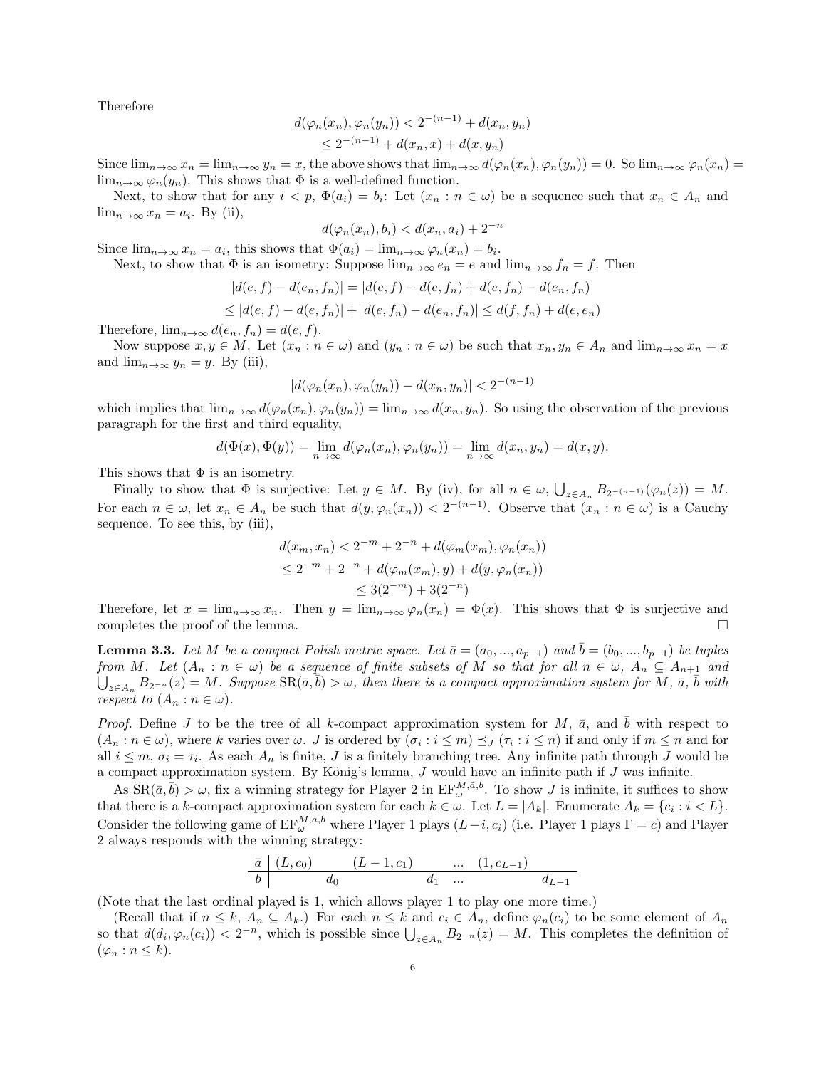Therefore

$$
\begin{aligned}
d(\varphi_n(x_n), \varphi_n(y_n)) &< 2^{-(n-1)} + d(x_n, y_n) \\
&\leq 2^{-(n-1)} + d(x_n, x) + d(x, y_n)
\end{aligned}
$$

Since $\lim_{n\to\infty} x_n = \lim_{n\to\infty} y_n = x$, the above shows that $\lim_{n\to\infty} d(\varphi_n(x_n), \varphi_n(y_n)) = 0$. So $\lim_{n\to\infty} \varphi_n(x_n) = \lim_{n\to\infty} \varphi_n(y_n)$. This shows that $\Phi$ is a well-defined function.

Next, to show that for any $i < p$, $\Phi(a_i) = b_i$: Let $(x_n : n \in \omega)$ be a sequence such that $x_n \in A_n$ and $\lim_{n\to\infty} x_n = a_i$. By (ii),

$$
d(\varphi_n(x_n), b_i) < d(x_n, a_i) + 2^{-n}
$$

Since $\lim_{n\to\infty} x_n = a_i$, this shows that $\Phi(a_i) = \lim_{n\to\infty} \varphi_n(x_n) = b_i$.

Next, to show that $\Phi$ is an isometry: Suppose $\lim_{n\to\infty} e_n = e$ and $\lim_{n\to\infty} f_n = f$. Then

$$
|d(e,f) - d(e_n, f_n)| = |d(e,f) - d(e, f_n) + d(e, f_n) - d(e_n, f_n)|
$$

$$
\leq |d(e,f) - d(e, f_n)| + |d(e, f_n) - d(e_n, f_n)| \leq d(f, f_n) + d(e, e_n)
$$

Therefore, $\lim_{n\to\infty} d(e_n, f_n) = d(e, f)$.

Now suppose $x, y \in M$. Let $(x_n : n \in \omega)$ and $(y_n : n \in \omega)$ be such that $x_n, y_n \in A_n$ and $\lim_{n\to\infty} x_n = x$ and $\lim_{n\to\infty} y_n = y$. By (iii),

$$
|d(\varphi_n(x_n), \varphi_n(y_n)) - d(x_n, y_n)| < 2^{-(n-1)}
$$

which implies that $\lim_{n\to\infty} d(\varphi_n(x_n), \varphi_n(y_n)) = \lim_{n\to\infty} d(x_n, y_n)$. So using the observation of the previous paragraph for the first and third equality,

$$
d(\Phi(x), \Phi(y)) = \lim_{n\to\infty} d(\varphi_n(x_n), \varphi_n(y_n)) = \lim_{n\to\infty} d(x_n, y_n) = d(x, y).
$$

This shows that $\Phi$ is an isometry.

Finally to show that $\Phi$ is surjective: Let $y \in M$. By (iv), for all $n \in \omega$, $\bigcup_{z \in A_n} B_{2^{-(n-1)}}(\varphi_n(z)) = M$. For each $n \in \omega$, let $x_n \in A_n$ be such that $d(y, \varphi_n(x_n)) < 2^{-(n-1)}$. Observe that $(x_n : n \in \omega)$ is a Cauchy sequence. To see this, by (iii),

$$
\begin{aligned}
d(x_m, x_n) &< 2^{-m} + 2^{-n} + d(\varphi_m(x_m), \varphi_n(x_n)) \\
&\leq 2^{-m} + 2^{-n} + d(\varphi_m(x_m), y) + d(y, \varphi_n(x_n)) \\
&\leq 3(2^{-m}) + 3(2^{-n})
\end{aligned}
$$

Therefore, let $x = \lim_{n\to\infty} x_n$. Then $y = \lim_{n\to\infty} \varphi_n(x_n) = \Phi(x)$. This shows that $\Phi$ is surjective and completes the proof of the lemma. $\square$

**Lemma 3.3.** *Let $M$ be a compact Polish metric space. Let $\bar{a} = (a_0, ..., a_{p-1})$ and $\bar{b} = (b_0, ..., b_{p-1})$ be tuples from $M$. Let $(A_n : n \in \omega)$ be a sequence of finite subsets of $M$ so that for all $n \in \omega$, $A_n \subseteq A_{n+1}$ and $\bigcup_{z \in A_n} B_{2^{-n}}(z) = M$. Suppose $\mathrm{SR}(\bar{a}, \bar{b}) > \omega$, then there is a compact approximation system for $M$, $\bar{a}$, $\bar{b}$ with respect to $(A_n : n \in \omega)$.*

*Proof.* Define $J$ to be the tree of all $k$-compact approximation system for $M$, $\bar{a}$, and $\bar{b}$ with respect to $(A_n : n \in \omega)$, where $k$ varies over $\omega$. $J$ is ordered by $(\sigma_i : i \leq m) \preceq_J (\tau_i : i \leq n)$ if and only if $m \leq n$ and for all $i \leq m$, $\sigma_i = \tau_i$. As each $A_n$ is finite, $J$ is a finitely branching tree. Any infinite path through $J$ would be a compact approximation system. By König's lemma, $J$ would have an infinite path if $J$ was infinite.

As $\mathrm{SR}(\bar{a}, \bar{b}) > \omega$, fix a winning strategy for Player 2 in $\mathrm{EF}_{\omega}^{M, \bar{a}, \bar{b}}$. To show $J$ is infinite, it suffices to show that there is a $k$-compact approximation system for each $k \in \omega$. Let $L = |A_k|$. Enumerate $A_k = \{c_i : i < L\}$. Consider the following game of $\mathrm{EF}_{\omega}^{M, \bar{a}, \bar{b}}$ where Player 1 plays $(L - i, c_i)$ (i.e. Player 1 plays $\Gamma = c$) and Player 2 always responds with the winning strategy:

| | | | | | | | |
|---|---|---|---|---|---|---|---|
| $\bar{a}$ | $(L, c_0)$ | | $(L-1, c_1)$ | | ... | $(1, c_{L-1})$ | |
| $\bar{b}$ | | $d_0$ | | $d_1$ | ... | | $d_{L-1}$ |

(Note that the last ordinal played is 1, which allows player 1 to play one more time.)

(Recall that if $n \leq k$, $A_n \subseteq A_k$.) For each $n \leq k$ and $c_i \in A_n$, define $\varphi_n(c_i)$ to be some element of $A_n$ so that $d(d_i, \varphi_n(c_i)) < 2^{-n}$, which is possible since $\bigcup_{z \in A_n} B_{2^{-n}}(z) = M$. This completes the definition of $(\varphi_n : n \leq k)$.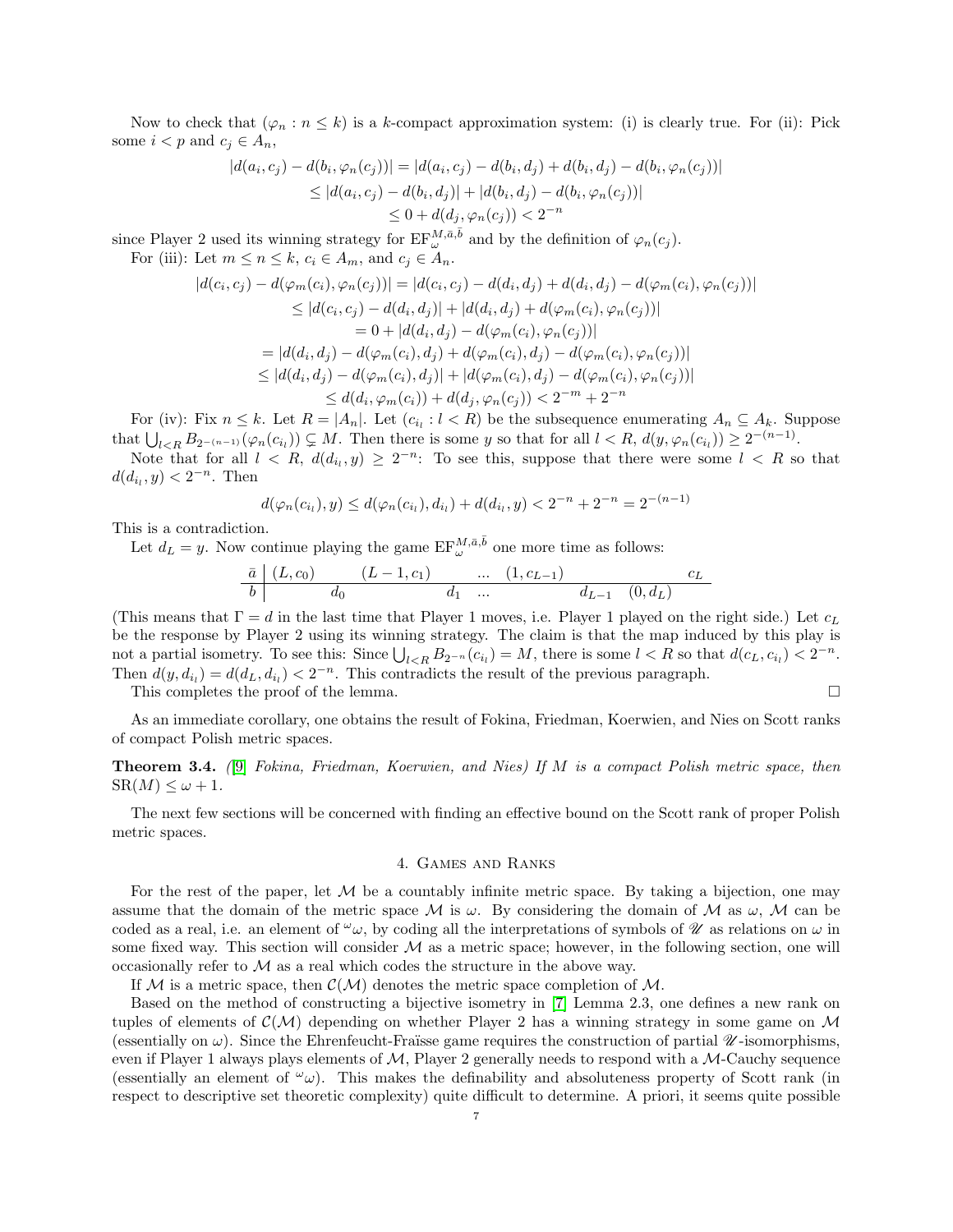Now to check that $(\varphi_n : n \leq k)$ is a $k$-compact approximation system: (i) is clearly true. For (ii): Pick some $i < p$ and $c_j \in A_n$,

$$
\begin{aligned}
|d(a_i, c_j) - d(b_i, \varphi_n(c_j))| &= |d(a_i, c_j) - d(b_i, d_j) + d(b_i, d_j) - d(b_i, \varphi_n(c_j))| \\
&\leq |d(a_i, c_j) - d(b_i, d_j)| + |d(b_i, d_j) - d(b_i, \varphi_n(c_j))| \\
&\leq 0 + d(d_j, \varphi_n(c_j)) < 2^{-n}
\end{aligned}
$$

since Player 2 used its winning strategy for $\mathrm{EF}_\omega^{M,\bar{a},\bar{b}}$ and by the definition of $\varphi_n(c_j)$.

For (iii): Let $m \leq n \leq k$, $c_i \in A_m$, and $c_j \in A_n$.

$$
\begin{aligned}
|d(c_i, c_j) - d(\varphi_m(c_i), \varphi_n(c_j))| &= |d(c_i, c_j) - d(d_i, d_j) + d(d_i, d_j) - d(\varphi_m(c_i), \varphi_n(c_j))| \\
&\leq |d(c_i, c_j) - d(d_i, d_j)| + |d(d_i, d_j) + d(\varphi_m(c_i), \varphi_n(c_j))| \\
&= 0 + |d(d_i, d_j) - d(\varphi_m(c_i), \varphi_n(c_j))| \\
&= |d(d_i, d_j) - d(\varphi_m(c_i), d_j) + d(\varphi_m(c_i), d_j) - d(\varphi_m(c_i), \varphi_n(c_j))| \\
&\leq |d(d_i, d_j) - d(\varphi_m(c_i), d_j)| + |d(\varphi_m(c_i), d_j) - d(\varphi_m(c_i), \varphi_n(c_j))| \\
&\leq d(d_i, \varphi_m(c_i)) + d(d_j, \varphi_n(c_j)) < 2^{-m} + 2^{-n}
\end{aligned}
$$

For (iv): Fix $n \leq k$. Let $R = |A_n|$. Let $(c_{i_l} : l < R)$ be the subsequence enumerating $A_n \subseteq A_k$. Suppose that $\bigcup_{l<R} B_{2^{-(n-1)}}(\varphi_n(c_{i_l})) \subsetneq M$. Then there is some $y$ so that for all $l < R$, $d(y, \varphi_n(c_{i_l})) \geq 2^{-(n-1)}$.

Note that for all $l < R$, $d(d_{i_l}, y) \geq 2^{-n}$: To see this, suppose that there were some $l < R$ so that $d(d_{i_l}, y) < 2^{-n}$. Then

$$
d(\varphi_n(c_{i_l}), y) \leq d(\varphi_n(c_{i_l}), d_{i_l}) + d(d_{i_l}, y) < 2^{-n} + 2^{-n} = 2^{-(n-1)}
$$

This is a contradiction.

Let $d_L = y$. Now continue playing the game $\mathrm{EF}_\omega^{M,\bar{a},\bar{b}}$ one more time as follows:

| $\bar{a}$ | $(L, c_0)$ | | $(L-1, c_1)$ | | ... | $(1, c_{L-1})$ | | $c_L$ |
|---|---|---|---|---|---|---|---|---|
| $\bar{b}$ | | $d_0$ | | $d_1$ | ... | | $d_{L-1}$ | $(0, d_L)$ |

(This means that $\Gamma = d$ in the last time that Player 1 moves, i.e. Player 1 played on the right side.) Let $c_L$ be the response by Player 2 using its winning strategy. The claim is that the map induced by this play is not a partial isometry. To see this: Since $\bigcup_{l<R} B_{2^{-n}}(c_{i_l}) = M$, there is some $l < R$ so that $d(c_L, c_{i_l}) < 2^{-n}$. Then $d(y, d_{i_l}) = d(d_L, d_{i_l}) < 2^{-n}$. This contradicts the result of the previous paragraph.

This completes the proof of the lemma. □

As an immediate corollary, one obtains the result of Fokina, Friedman, Koerwien, and Nies on Scott ranks of compact Polish metric spaces.

**Theorem 3.4.** *([9] Fokina, Friedman, Koerwien, and Nies) If $M$ is a compact Polish metric space, then $\mathrm{SR}(M) \leq \omega + 1$.*

The next few sections will be concerned with finding an effective bound on the Scott rank of proper Polish metric spaces.

## 4. Games and Ranks

For the rest of the paper, let $\mathcal{M}$ be a countably infinite metric space. By taking a bijection, one may assume that the domain of the metric space $\mathcal{M}$ is $\omega$. By considering the domain of $\mathcal{M}$ as $\omega$, $\mathcal{M}$ can be coded as a real, i.e. an element of ${}^\omega\omega$, by coding all the interpretations of symbols of $\mathscr{U}$ as relations on $\omega$ in some fixed way. This section will consider $\mathcal{M}$ as a metric space; however, in the following section, one will occasionally refer to $\mathcal{M}$ as a real which codes the structure in the above way.

If $\mathcal{M}$ is a metric space, then $\mathcal{C}(\mathcal{M})$ denotes the metric space completion of $\mathcal{M}$.

Based on the method of constructing a bijective isometry in [7] Lemma 2.3, one defines a new rank on tuples of elements of $\mathcal{C}(\mathcal{M})$ depending on whether Player 2 has a winning strategy in some game on $\mathcal{M}$ (essentially on $\omega$). Since the Ehrenfeucht-Fraïsse game requires the construction of partial $\mathscr{U}$-isomorphisms, even if Player 1 always plays elements of $\mathcal{M}$, Player 2 generally needs to respond with a $\mathcal{M}$-Cauchy sequence (essentially an element of ${}^\omega\omega$). This makes the definability and absoluteness property of Scott rank (in respect to descriptive set theoretic complexity) quite difficult to determine. A priori, it seems quite possible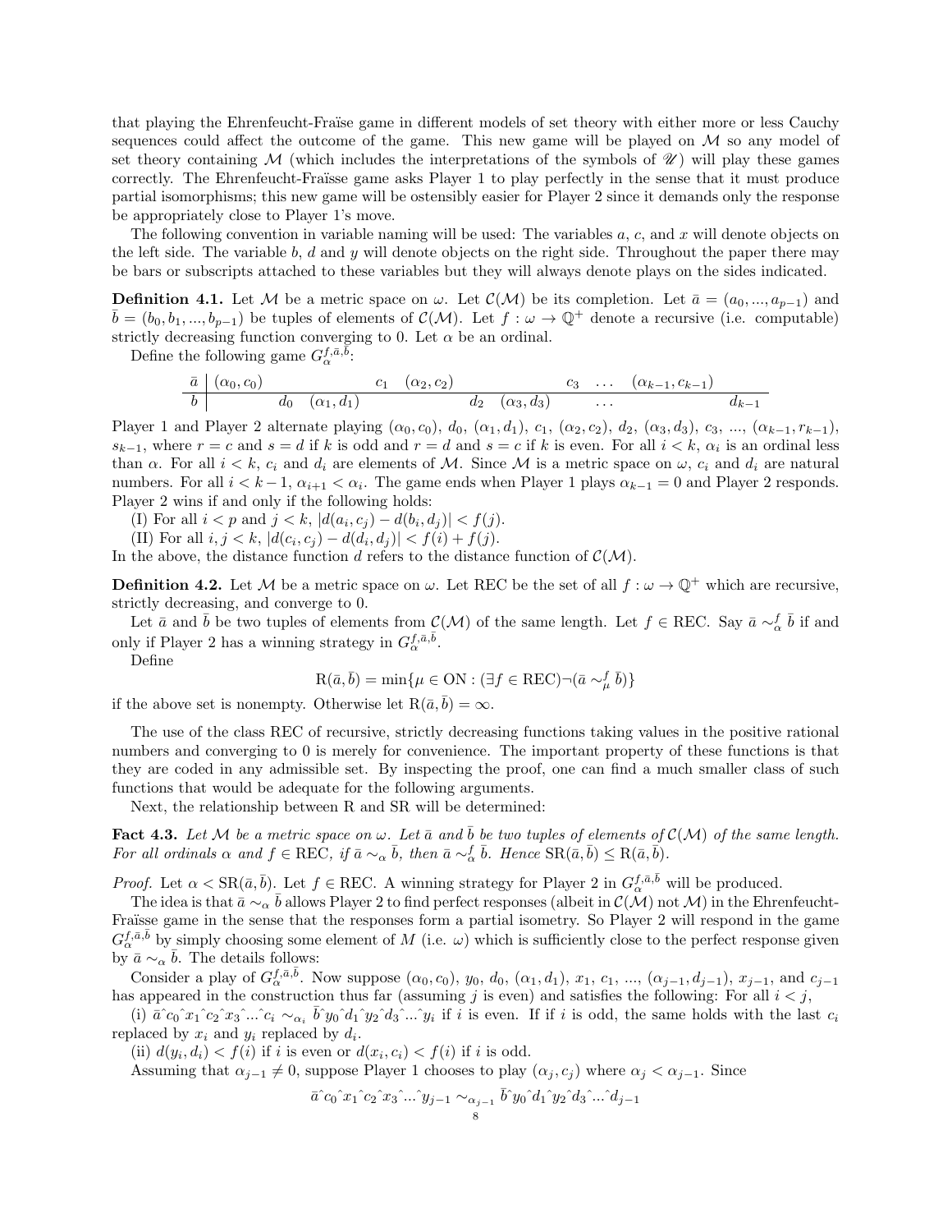that playing the Ehrenfeucht-Fraïse game in different models of set theory with either more or less Cauchy sequences could affect the outcome of the game. This new game will be played on $\mathcal{M}$ so any model of set theory containing $\mathcal{M}$ (which includes the interpretations of the symbols of $\mathscr{U}$) will play these games correctly. The Ehrenfeucht-Fraïsse game asks Player 1 to play perfectly in the sense that it must produce partial isomorphisms; this new game will be ostensibly easier for Player 2 since it demands only the response be appropriately close to Player 1's move.

The following convention in variable naming will be used: The variables $a$, $c$, and $x$ will denote objects on the left side. The variable $b$, $d$ and $y$ will denote objects on the right side. Throughout the paper there may be bars or subscripts attached to these variables but they will always denote plays on the sides indicated.

**Definition 4.1.** Let $\mathcal{M}$ be a metric space on $\omega$. Let $\mathcal{C}(\mathcal{M})$ be its completion. Let $\bar{a} = (a_0, ..., a_{p-1})$ and $\bar{b} = (b_0, b_1, ..., b_{p-1})$ be tuples of elements of $\mathcal{C}(\mathcal{M})$. Let $f : \omega \to \mathbb{Q}^+$ denote a recursive (i.e. computable) strictly decreasing function converging to 0. Let $\alpha$ be an ordinal.

Define the following game $G_\alpha^{f,\bar{a},\bar{b}}$:

$$\begin{array}{c|cccccccccc}
\bar{a} & (\alpha_0, c_0) & & & c_1 & (\alpha_2, c_2) & & & c_3 & \dots & (\alpha_{k-1}, c_{k-1}) & \\
\hline
\bar{b} & & d_0 & (\alpha_1, d_1) & & & d_2 & (\alpha_3, d_3) & & \dots & & d_{k-1}
\end{array}$$

Player 1 and Player 2 alternate playing $(\alpha_0, c_0)$, $d_0$, $(\alpha_1, d_1)$, $c_1$, $(\alpha_2, c_2)$, $d_2$, $(\alpha_3, d_3)$, $c_3$, ..., $(\alpha_{k-1}, r_{k-1})$, $s_{k-1}$, where $r = c$ and $s = d$ if $k$ is odd and $r = d$ and $s = c$ if $k$ is even. For all $i < k$, $\alpha_i$ is an ordinal less than $\alpha$. For all $i < k$, $c_i$ and $d_i$ are elements of $\mathcal{M}$. Since $\mathcal{M}$ is a metric space on $\omega$, $c_i$ and $d_i$ are natural numbers. For all $i < k-1$, $\alpha_{i+1} < \alpha_i$. The game ends when Player 1 plays $\alpha_{k-1} = 0$ and Player 2 responds. Player 2 wins if and only if the following holds:

(I) For all $i < p$ and $j < k$, $|d(a_i, c_j) - d(b_i, d_j)| < f(j)$.

(II) For all $i, j < k$, $|d(c_i, c_j) - d(d_i, d_j)| < f(i) + f(j)$.

In the above, the distance function $d$ refers to the distance function of $\mathcal{C}(\mathcal{M})$.

**Definition 4.2.** Let $\mathcal{M}$ be a metric space on $\omega$. Let REC be the set of all $f : \omega \to \mathbb{Q}^+$ which are recursive, strictly decreasing, and converge to 0.

Let $\bar{a}$ and $\bar{b}$ be two tuples of elements from $\mathcal{C}(\mathcal{M})$ of the same length. Let $f \in \text{REC}$. Say $\bar{a} \sim_\alpha^f \bar{b}$ if and only if Player 2 has a winning strategy in $G_\alpha^{f,\bar{a},\bar{b}}$.

Define

$$\text{R}(\bar{a}, \bar{b}) = \min\{\mu \in \text{ON} : (\exists f \in \text{REC})\neg(\bar{a} \sim_\mu^f \bar{b})\}$$

if the above set is nonempty. Otherwise let $\text{R}(\bar{a}, \bar{b}) = \infty$.

The use of the class REC of recursive, strictly decreasing functions taking values in the positive rational numbers and converging to 0 is merely for convenience. The important property of these functions is that they are coded in any admissible set. By inspecting the proof, one can find a much smaller class of such functions that would be adequate for the following arguments.

Next, the relationship between R and SR will be determined:

**Fact 4.3.** *Let $\mathcal{M}$ be a metric space on $\omega$. Let $\bar{a}$ and $\bar{b}$ be two tuples of elements of $\mathcal{C}(\mathcal{M})$ of the same length. For all ordinals $\alpha$ and $f \in \text{REC}$, if $\bar{a} \sim_\alpha \bar{b}$, then $\bar{a} \sim_\alpha^f \bar{b}$. Hence $\text{SR}(\bar{a}, \bar{b}) \leq \text{R}(\bar{a}, \bar{b})$.*

*Proof.* Let $\alpha < \text{SR}(\bar{a}, \bar{b})$. Let $f \in \text{REC}$. A winning strategy for Player 2 in $G_\alpha^{f,\bar{a},\bar{b}}$ will be produced.

The idea is that $\bar{a} \sim_\alpha \bar{b}$ allows Player 2 to find perfect responses (albeit in $\mathcal{C}(\mathcal{M})$ not $\mathcal{M}$) in the Ehrenfeucht-Fraïsse game in the sense that the responses form a partial isometry. So Player 2 will respond in the game $G_\alpha^{f,\bar{a},\bar{b}}$ by simply choosing some element of $M$ (i.e. $\omega$) which is sufficiently close to the perfect response given by $\bar{a} \sim_\alpha \bar{b}$. The details follows:

Consider a play of $G_\alpha^{f,\bar{a},\bar{b}}$. Now suppose $(\alpha_0, c_0)$, $y_0$, $d_0$, $(\alpha_1, d_1)$, $x_1$, $c_1$, ..., $(\alpha_{j-1}, d_{j-1})$, $x_{j-1}$, and $c_{j-1}$ has appeared in the construction thus far (assuming $j$ is even) and satisfies the following: For all $i < j$,

(i) $\bar{a}\hat{\ }c_0\hat{\ }x_1\hat{\ }c_2\hat{\ }x_3\hat{\ }...\hat{\ }c_i \sim_{\alpha_i} \bar{b}\hat{\ }y_0\hat{\ }d_1\hat{\ }y_2\hat{\ }d_3\hat{\ }...\hat{\ }y_i$ if $i$ is even. If if $i$ is odd, the same holds with the last $c_i$ replaced by $x_i$ and $y_i$ replaced by $d_i$.

(ii) $d(y_i, d_i) < f(i)$ if $i$ is even or $d(x_i, c_i) < f(i)$ if $i$ is odd.

Assuming that $\alpha_{j-1} \neq 0$, suppose Player 1 chooses to play $(\alpha_j, c_j)$ where $\alpha_j < \alpha_{j-1}$. Since

$$\bar{a}\hat{\ }c_0\hat{\ }x_1\hat{\ }c_2\hat{\ }x_3\hat{\ }...\hat{\ }y_{j-1} \sim_{\alpha_{j-1}} \bar{b}\hat{\ }y_0\hat{\ }d_1\hat{\ }y_2\hat{\ }d_3\hat{\ }...\hat{\ }d_{j-1}$$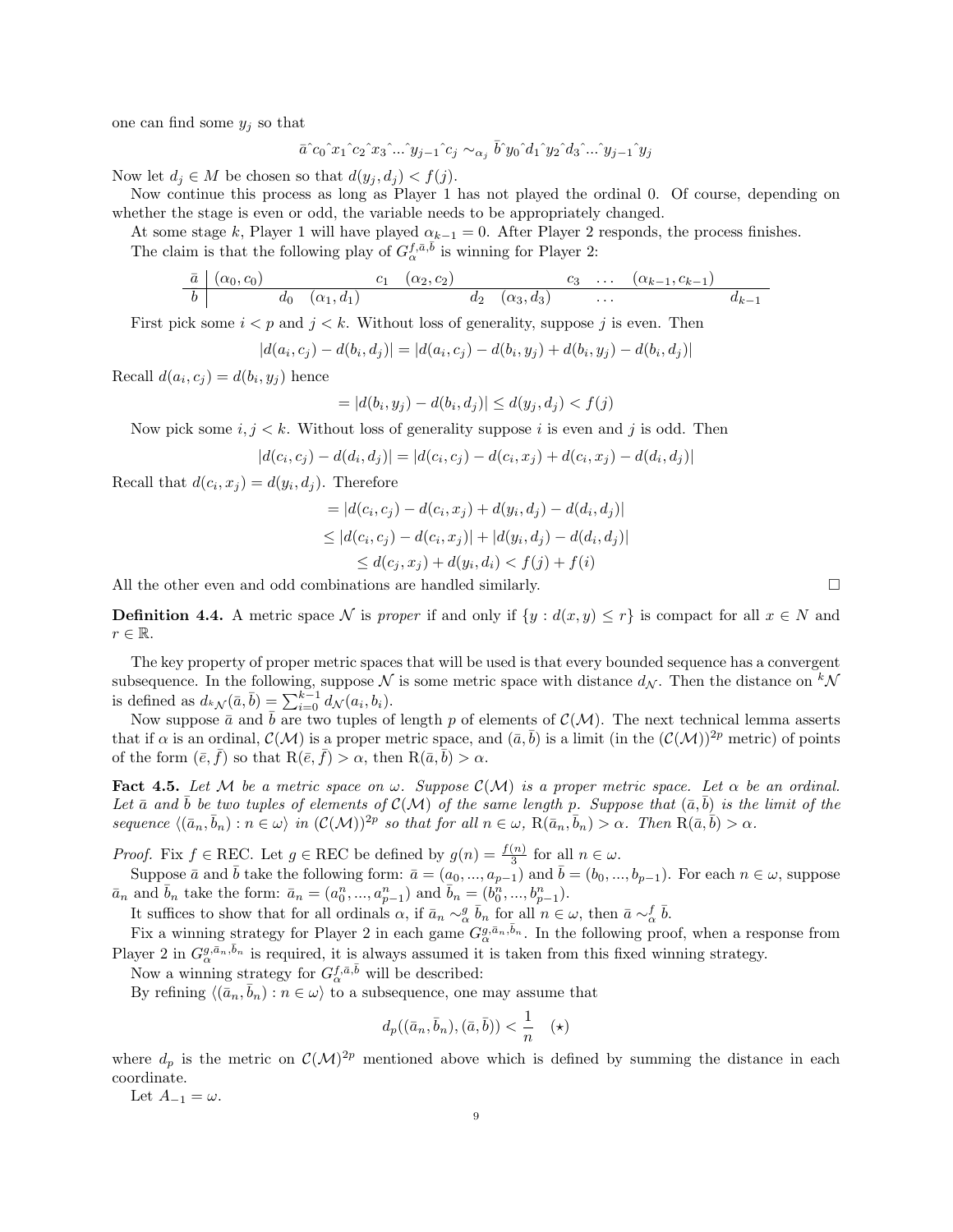one can find some $y_j$ so that

$$\bar{a}\hat{\ }c_0\hat{\ }x_1\hat{\ }c_2\hat{\ }x_3\hat{\ }...\hat{\ }y_{j-1}\hat{\ }c_j \sim_{\alpha_j} \bar{b}\hat{\ }y_0\hat{\ }d_1\hat{\ }y_2\hat{\ }d_3\hat{\ }...\hat{\ }y_{j-1}\hat{\ }y_j$$

Now let $d_j \in M$ be chosen so that $d(y_j, d_j) < f(j)$.

Now continue this process as long as Player 1 has not played the ordinal 0. Of course, depending on whether the stage is even or odd, the variable needs to be appropriately changed.

At some stage $k$, Player 1 will have played $\alpha_{k-1} = 0$. After Player 2 responds, the process finishes.

The claim is that the following play of $G_\alpha^{f,\bar{a},\bar{b}}$ is winning for Player 2:

$$\begin{array}{c|ccccccccccc}
\bar{a} & (\alpha_0, c_0) & & & c_1 & (\alpha_2, c_2) & & & c_3 & \dots & (\alpha_{k-1}, c_{k-1}) & \\
\hline
\bar{b} & & d_0 & (\alpha_1, d_1) & & & d_2 & (\alpha_3, d_3) & & \dots & & d_{k-1}
\end{array}$$

First pick some $i < p$ and $j < k$. Without loss of generality, suppose $j$ is even. Then

$$|d(a_i, c_j) - d(b_i, d_j)| = |d(a_i, c_j) - d(b_i, y_j) + d(b_i, y_j) - d(b_i, d_j)|$$

Recall $d(a_i, c_j) = d(b_i, y_j)$ hence

$$= |d(b_i, y_j) - d(b_i, d_j)| \leq d(y_j, d_j) < f(j)$$

Now pick some $i, j < k$. Without loss of generality suppose $i$ is even and $j$ is odd. Then

$$|d(c_i, c_j) - d(d_i, d_j)| = |d(c_i, c_j) - d(c_i, x_j) + d(c_i, x_j) - d(d_i, d_j)|$$

Recall that $d(c_i, x_j) = d(y_i, d_j)$. Therefore

$$= |d(c_i, c_j) - d(c_i, x_j) + d(y_i, d_j) - d(d_i, d_j)|$$

$$\leq |d(c_i, c_j) - d(c_i, x_j)| + |d(y_i, d_j) - d(d_i, d_j)|$$

$$\leq d(c_j, x_j) + d(y_i, d_i) < f(j) + f(i)$$

All the other even and odd combinations are handled similarly. □

**Definition 4.4.** A metric space $\mathcal{N}$ is *proper* if and only if $\{y : d(x, y) \leq r\}$ is compact for all $x \in N$ and $r \in \mathbb{R}$.

The key property of proper metric spaces that will be used is that every bounded sequence has a convergent subsequence. In the following, suppose $\mathcal{N}$ is some metric space with distance $d_\mathcal{N}$. Then the distance on ${}^k\mathcal{N}$ is defined as $d_{{}^k\mathcal{N}}(\bar{a}, \bar{b}) = \sum_{i=0}^{k-1} d_\mathcal{N}(a_i, b_i)$.

Now suppose $\bar{a}$ and $\bar{b}$ are two tuples of length $p$ of elements of $\mathcal{C}(\mathcal{M})$. The next technical lemma asserts that if $\alpha$ is an ordinal, $\mathcal{C}(\mathcal{M})$ is a proper metric space, and $(\bar{a}, \bar{b})$ is a limit (in the $(\mathcal{C}(\mathcal{M}))^{2p}$ metric) of points of the form $(\bar{e}, \bar{f})$ so that $\mathrm{R}(\bar{e}, \bar{f}) > \alpha$, then $\mathrm{R}(\bar{a}, \bar{b}) > \alpha$.

**Fact 4.5.** *Let $\mathcal{M}$ be a metric space on $\omega$. Suppose $\mathcal{C}(\mathcal{M})$ is a proper metric space. Let $\alpha$ be an ordinal. Let $\bar{a}$ and $\bar{b}$ be two tuples of elements of $\mathcal{C}(\mathcal{M})$ of the same length $p$. Suppose that $(\bar{a}, \bar{b})$ is the limit of the sequence $\langle(\bar{a}_n, \bar{b}_n) : n \in \omega\rangle$ in $(\mathcal{C}(\mathcal{M}))^{2p}$ so that for all $n \in \omega$, $\mathrm{R}(\bar{a}_n, \bar{b}_n) > \alpha$. Then $\mathrm{R}(\bar{a}, \bar{b}) > \alpha$.*

*Proof.* Fix $f \in \mathrm{REC}$. Let $g \in \mathrm{REC}$ be defined by $g(n) = \frac{f(n)}{3}$ for all $n \in \omega$.

Suppose $\bar{a}$ and $\bar{b}$ take the following form: $\bar{a} = (a_0, ..., a_{p-1})$ and $\bar{b} = (b_0, ..., b_{p-1})$. For each $n \in \omega$, suppose $\bar{a}_n$ and $\bar{b}_n$ take the form: $\bar{a}_n = (a_0^n, ..., a_{p-1}^n)$ and $\bar{b}_n = (b_0^n, ..., b_{p-1}^n)$.

It suffices to show that for all ordinals $\alpha$, if $\bar{a}_n \sim_\alpha^g \bar{b}_n$ for all $n \in \omega$, then $\bar{a} \sim_\alpha^f \bar{b}$.

Fix a winning strategy for Player 2 in each game $G_\alpha^{g,\bar{a}_n,\bar{b}_n}$. In the following proof, when a response from Player 2 in $G_\alpha^{g,\bar{a}_n,\bar{b}_n}$ is required, it is always assumed it is taken from this fixed winning strategy.

Now a winning strategy for $G_\alpha^{f,\bar{a},\bar{b}}$ will be described:

By refining $\langle(\bar{a}_n, \bar{b}_n) : n \in \omega\rangle$ to a subsequence, one may assume that

$$d_p((\bar{a}_n, \bar{b}_n), (\bar{a}, \bar{b})) < \frac{1}{n} \quad (\star)$$

where $d_p$ is the metric on $\mathcal{C}(\mathcal{M})^{2p}$ mentioned above which is defined by summing the distance in each coordinate.

Let $A_{-1} = \omega$.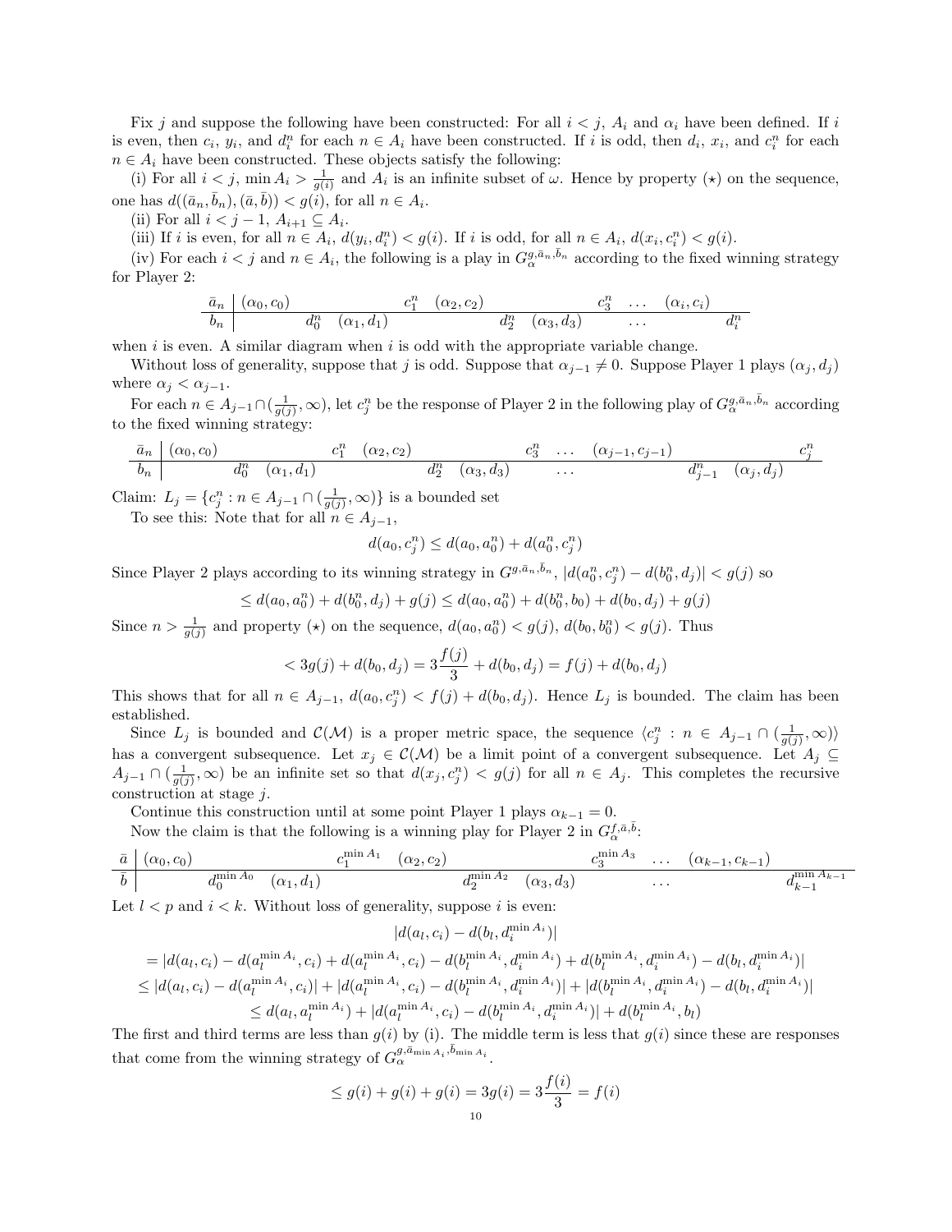Fix $j$ and suppose the following have been constructed: For all $i < j$, $A_i$ and $\alpha_i$ have been defined. If $i$ is even, then $c_i$, $y_i$, and $d_i^n$ for each $n \in A_i$ have been constructed. If $i$ is odd, then $d_i$, $x_i$, and $c_i^n$ for each $n \in A_i$ have been constructed. These objects satisfy the following:

(i) For all $i < j$, $\min A_i > \frac{1}{g(i)}$ and $A_i$ is an infinite subset of $\omega$. Hence by property $(\star)$ on the sequence, one has $d((\bar{a}_n, \bar{b}_n), (\bar{a}, \bar{b})) < g(i)$, for all $n \in A_i$.

(ii) For all $i < j - 1$, $A_{i+1} \subseteq A_i$.

(iii) If $i$ is even, for all $n \in A_i$, $d(y_i, d_i^n) < g(i)$. If $i$ is odd, for all $n \in A_i$, $d(x_i, c_i^n) < g(i)$.

(iv) For each $i < j$ and $n \in A_i$, the following is a play in $G_\alpha^{g, \bar{a}_n, \bar{b}_n}$ according to the fixed winning strategy for Player 2:

$$\begin{array}{c|ccccccccccc}
\bar{a}_n & (\alpha_0, c_0) & & & c_1^n & (\alpha_2, c_2) & & & c_3^n & \dots & (\alpha_i, c_i) & \\
\hline
\bar{b}_n & & d_0^n & (\alpha_1, d_1) & & & d_2^n & (\alpha_3, d_3) & & \dots & & d_i^n
\end{array}$$

when $i$ is even. A similar diagram when $i$ is odd with the appropriate variable change.

Without loss of generality, suppose that $j$ is odd. Suppose that $\alpha_{j-1} \neq 0$. Suppose Player 1 plays $(\alpha_j, d_j)$ where $\alpha_j < \alpha_{j-1}$.

For each $n \in A_{j-1} \cap (\frac{1}{g(j)}, \infty)$, let $c_j^n$ be the response of Player 2 in the following play of $G_\alpha^{g, \bar{a}_n, \bar{b}_n}$ according to the fixed winning strategy:

$$\begin{array}{c|cccccccccccc}
\bar{a}_n & (\alpha_0, c_0) & & & c_1^n & (\alpha_2, c_2) & & & c_3^n & \dots & (\alpha_{j-1}, c_{j-1}) & & c_j^n \\
\hline
b_n & & d_0^n & (\alpha_1, d_1) & & & d_2^n & (\alpha_3, d_3) & & \dots & & d_{j-1}^n \quad (\alpha_j, d_j) &
\end{array}$$

Claim: $L_j = \{c_j^n : n \in A_{j-1} \cap (\frac{1}{g(j)}, \infty)\}$ is a bounded set

To see this: Note that for all $n \in A_{j-1}$,

$$d(a_0, c_j^n) \leq d(a_0, a_0^n) + d(a_0^n, c_j^n)$$

Since Player 2 plays according to its winning strategy in $G^{g, \bar{a}_n, \bar{b}_n}$, $|d(a_0^n, c_j^n) - d(b_0^n, d_j)| < g(j)$ so

$$\leq d(a_0, a_0^n) + d(b_0^n, d_j) + g(j) \leq d(a_0, a_0^n) + d(b_0^n, b_0) + d(b_0, d_j) + g(j)$$

Since $n > \frac{1}{g(j)}$ and property $(\star)$ on the sequence, $d(a_0, a_0^n) < g(j)$, $d(b_0, b_0^n) < g(j)$. Thus

$$< 3g(j) + d(b_0, d_j) = 3\frac{f(j)}{3} + d(b_0, d_j) = f(j) + d(b_0, d_j)$$

This shows that for all $n \in A_{j-1}$, $d(a_0, c_j^n) < f(j) + d(b_0, d_j)$. Hence $L_j$ is bounded. The claim has been established.

Since $L_j$ is bounded and $\mathcal{C}(\mathcal{M})$ is a proper metric space, the sequence $\langle c_j^n : n \in A_{j-1} \cap (\frac{1}{g(j)}, \infty)\rangle$ has a convergent subsequence. Let $x_j \in \mathcal{C}(\mathcal{M})$ be a limit point of a convergent subsequence. Let $A_j \subseteq A_{j-1} \cap (\frac{1}{g(j)}, \infty)$ be an infinite set so that $d(x_j, c_j^n) < g(j)$ for all $n \in A_j$. This completes the recursive construction at stage $j$.

Continue this construction until at some point Player 1 plays $\alpha_{k-1} = 0$.

Now the claim is that the following is a winning play for Player 2 in $G_\alpha^{f, \bar{a}, \bar{b}}$:

$$\begin{array}{c|ccccccccccc}
\bar{a} & (\alpha_0, c_0) & & & c_1^{\min A_1} & (\alpha_2, c_2) & & & c_3^{\min A_3} & \dots & (\alpha_{k-1}, c_{k-1}) & \\
\hline
\bar{b} & & d_0^{\min A_0} & (\alpha_1, d_1) & & & d_2^{\min A_2} & (\alpha_3, d_3) & & \dots & & d_{k-1}^{\min A_{k-1}}
\end{array}$$

Let $l < p$ and $i < k$. Without loss of generality, suppose $i$ is even:

$$|d(a_l, c_i) - d(b_l, d_i^{\min A_i})|$$

$$= |d(a_l, c_i) - d(a_l^{\min A_i}, c_i) + d(a_l^{\min A_i}, c_i) - d(b_l^{\min A_i}, d_i^{\min A_i}) + d(b_l^{\min A_i}, d_i^{\min A_i}) - d(b_l, d_i^{\min A_i})|$$

$$\leq |d(a_l, c_i) - d(a_l^{\min A_i}, c_i)| + |d(a_l^{\min A_i}, c_i) - d(b_l^{\min A_i}, d_i^{\min A_i})| + |d(b_l^{\min A_i}, d_i^{\min A_i}) - d(b_l, d_i^{\min A_i})|$$

$$\leq d(a_l, a_l^{\min A_i}) + |d(a_l^{\min A_i}, c_i) - d(b_l^{\min A_i}, d_i^{\min A_i})| + d(b_l^{\min A_i}, b_l)$$

The first and third terms are less than $g(i)$ by (i). The middle term is less that $g(i)$ since these are responses that come from the winning strategy of $G_\alpha^{g, \bar{a}_{\min A_i}, \bar{b}_{\min A_i}}$.

$$\leq g(i) + g(i) + g(i) = 3g(i) = 3\frac{f(i)}{3} = f(i)$$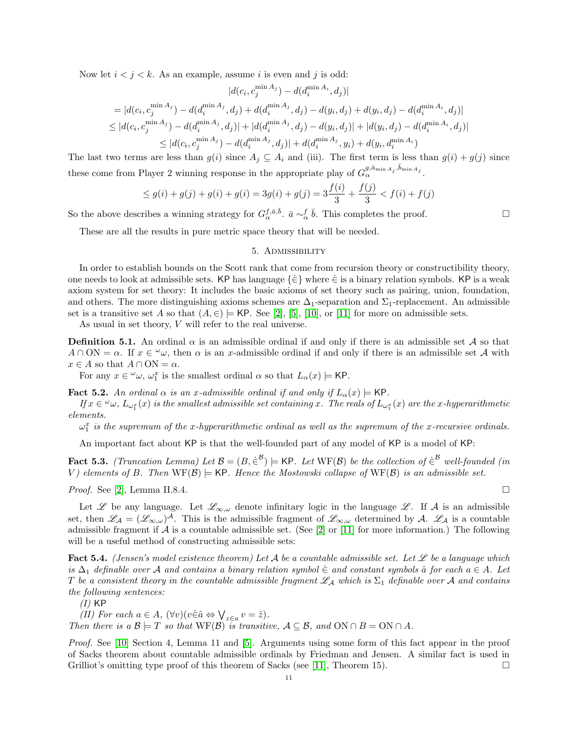Now let $i < j < k$. As an example, assume $i$ is even and $j$ is odd:

$$|d(c_i, c_j^{\min A_j}) - d(d_i^{\min A_i}, d_j)|$$

$$= |d(c_i, c_j^{\min A_j}) - d(d_i^{\min A_j}, d_j) + d(d_i^{\min A_j}, d_j) - d(y_i, d_j) + d(y_i, d_j) - d(d_i^{\min A_i}, d_j)|$$

$$\leq |d(c_i, c_j^{\min A_j}) - d(d_i^{\min A_j}, d_j)| + |d(d_i^{\min A_j}, d_j) - d(y_i, d_j)| + |d(y_i, d_j) - d(d_i^{\min A_i}, d_j)|$$

$$\leq |d(c_i, c_j^{\min A_j}) - d(d_i^{\min A_j}, d_j)| + d(d_i^{\min A_j}, y_i) + d(y_i, d_i^{\min A_i})$$

The last two terms are less than $g(i)$ since $A_j \subseteq A_i$ and (iii). The first term is less than $g(i) + g(j)$ since these come from Player 2 winning response in the appropriate play of $G_\alpha^{g, \bar{a}_{\min A_j}, \bar{b}_{\min A_j}}$.

$$\leq g(i) + g(j) + g(i) + g(i) = 3g(i) + g(j) = 3\frac{f(i)}{3} + \frac{f(j)}{3} < f(i) + f(j)$$

So the above describes a winning strategy for $G_\alpha^{f, \bar{a}, \bar{b}}$. $\bar{a} \sim_\alpha^f \bar{b}$. This completes the proof. □

These are all the results in pure metric space theory that will be needed.

## 5. Admissibility

In order to establish bounds on the Scott rank that come from recursion theory or constructibility theory, one needs to look at admissible sets. KP has language $\{\dot{\in}\}$ where $\dot{\in}$ is a binary relation symbols. KP is a weak axiom system for set theory: It includes the basic axioms of set theory such as pairing, union, foundation, and others. The more distinguishing axioms schemes are $\Delta_1$-separation and $\Sigma_1$-replacement. An admissible set is a transitive set $A$ so that $(A, \in) \models \mathsf{KP}$. See [2], [5], [10], or [11] for more on admissible sets.

As usual in set theory, $V$ will refer to the real universe.

**Definition 5.1.** An ordinal $\alpha$ is an admissible ordinal if and only if there is an admissible set $\mathcal{A}$ so that $A \cap \mathrm{ON} = \alpha$. If $x \in {}^\omega\omega$, then $\alpha$ is an $x$-admissible ordinal if and only if there is an admissible set $\mathcal{A}$ with $x \in A$ so that $A \cap \mathrm{ON} = \alpha$.

For any $x \in {}^\omega\omega$, $\omega_1^x$ is the smallest ordinal $\alpha$ so that $L_\alpha(x) \models \mathsf{KP}$.

**Fact 5.2.** *An ordinal $\alpha$ is an $x$-admissible ordinal if and only if $L_\alpha(x) \models \mathsf{KP}$.*

*If $x \in {}^\omega\omega$, $L_{\omega_1^x}(x)$ is the smallest admissible set containing $x$. The reals of $L_{\omega_1^x}(x)$ are the $x$-hyperarithmetic elements.*

*$\omega_1^x$ is the supremum of the $x$-hyperarithmetic ordinal as well as the supremum of the $x$-recursive ordinals.*

An important fact about KP is that the well-founded part of any model of KP is a model of KP:

**Fact 5.3.** *(Truncation Lemma) Let $\mathcal{B} = (B, \dot{\in}^\mathcal{B}) \models \mathsf{KP}$. Let $\mathrm{WF}(\mathcal{B})$ be the collection of $\dot{\in}^\mathcal{B}$ well-founded (in $V$) elements of $B$. Then $\mathrm{WF}(\mathcal{B}) \models \mathsf{KP}$. Hence the Mostowski collapse of $\mathrm{WF}(\mathcal{B})$ is an admissible set.*

*Proof.* See [2], Lemma II.8.4. □

Let $\mathscr{L}$ be any language. Let $\mathscr{L}_{\infty,\omega}$ denote infinitary logic in the language $\mathscr{L}$. If $\mathcal{A}$ is an admissible set, then $\mathscr{L}_\mathcal{A} = (\mathscr{L}_{\infty,\omega})^\mathcal{A}$. This is the admissible fragment of $\mathscr{L}_{\infty,\omega}$ determined by $\mathcal{A}$. $\mathscr{L}_\mathcal{A}$ is a countable admissible fragment if $\mathcal{A}$ is a countable admissible set. (See [2] or [11] for more information.) The following will be a useful method of constructing admissible sets:

**Fact 5.4.** *(Jensen's model existence theorem) Let $\mathcal{A}$ be a countable admissible set. Let $\mathscr{L}$ be a language which is $\Delta_1$ definable over $\mathcal{A}$ and contains a binary relation symbol $\dot{\in}$ and constant symbols $\hat{a}$ for each $a \in A$. Let $T$ be a consistent theory in the countable admissible fragment $\mathscr{L}_\mathcal{A}$ which is $\Sigma_1$ definable over $\mathcal{A}$ and contains the following sentences:*

*(I)* KP

*(II) For each $a \in A$, $(\forall v)(v \dot{\in} \hat{a} \Leftrightarrow \bigvee_{z \in a} v = \hat{z})$.*

*Then there is a $\mathcal{B} \models T$ so that $\mathrm{WF}(\mathcal{B})$ is transitive, $\mathcal{A} \subseteq \mathcal{B}$, and $\mathrm{ON} \cap B = \mathrm{ON} \cap A$.*

*Proof.* See [10] Section 4, Lemma 11 and [5]. Arguments using some form of this fact appear in the proof of Sacks theorem about countable admissible ordinals by Friedman and Jensen. A similar fact is used in Grilliot's omitting type proof of this theorem of Sacks (see [11], Theorem 15). □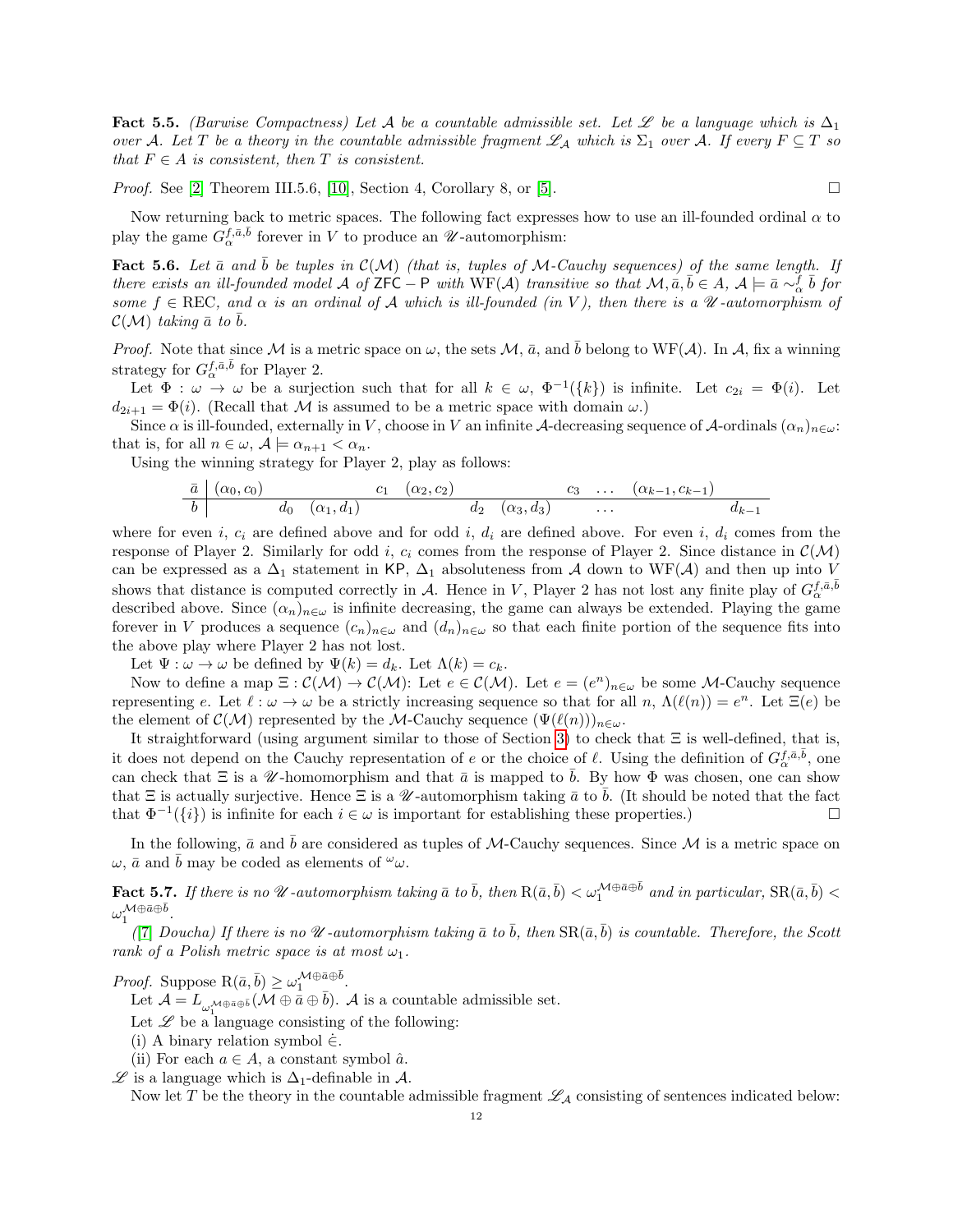**Fact 5.5.** *(Barwise Compactness) Let $\mathcal{A}$ be a countable admissible set. Let $\mathscr{L}$ be a language which is $\Delta_1$ over $\mathcal{A}$. Let $T$ be a theory in the countable admissible fragment $\mathscr{L}_\mathcal{A}$ which is $\Sigma_1$ over $\mathcal{A}$. If every $F \subseteq T$ so that $F \in A$ is consistent, then $T$ is consistent.*

*Proof.* See [2] Theorem III.5.6, [10], Section 4, Corollary 8, or [5]. □

Now returning back to metric spaces. The following fact expresses how to use an ill-founded ordinal $\alpha$ to play the game $G^{f,\bar{a},\bar{b}}_\alpha$ forever in $V$ to produce an $\mathscr{U}$-automorphism:

**Fact 5.6.** *Let $\bar{a}$ and $\bar{b}$ be tuples in $\mathcal{C}(\mathcal{M})$ (that is, tuples of $\mathcal{M}$-Cauchy sequences) of the same length. If there exists an ill-founded model $\mathcal{A}$ of $\mathsf{ZFC} - \mathsf{P}$ with $\mathrm{WF}(\mathcal{A})$ transitive so that $\mathcal{M}, \bar{a}, \bar{b} \in A$, $\mathcal{A} \models \bar{a} \sim^f_\alpha \bar{b}$ for some $f \in \mathrm{REC}$, and $\alpha$ is an ordinal of $\mathcal{A}$ which is ill-founded (in $V$), then there is a $\mathscr{U}$-automorphism of $\mathcal{C}(\mathcal{M})$ taking $\bar{a}$ to $\bar{b}$.*

*Proof.* Note that since $\mathcal{M}$ is a metric space on $\omega$, the sets $\mathcal{M}$, $\bar{a}$, and $\bar{b}$ belong to $\mathrm{WF}(\mathcal{A})$. In $\mathcal{A}$, fix a winning strategy for $G^{f,\bar{a},\bar{b}}_\alpha$ for Player 2.

Let $\Phi : \omega \to \omega$ be a surjection such that for all $k \in \omega$, $\Phi^{-1}(\{k\})$ is infinite. Let $c_{2i} = \Phi(i)$. Let $d_{2i+1} = \Phi(i)$. (Recall that $\mathcal{M}$ is assumed to be a metric space with domain $\omega$.)

Since $\alpha$ is ill-founded, externally in $V$, choose in $V$ an infinite $\mathcal{A}$-decreasing sequence of $\mathcal{A}$-ordinals $(\alpha_n)_{n\in\omega}$: that is, for all $n \in \omega$, $\mathcal{A} \models \alpha_{n+1} < \alpha_n$.

Using the winning strategy for Player 2, play as follows:

| | | | | | | | | | | | |
|---|---|---|---|---|---|---|---|---|---|---|---|
| $\bar{a}$ | $(\alpha_0, c_0)$ | | | $c_1$ | $(\alpha_2, c_2)$ | | | $c_3$ | $\dots$ | $(\alpha_{k-1}, c_{k-1})$ | |
| $\bar{b}$ | | $d_0$ | $(\alpha_1, d_1)$ | | | $d_2$ | $(\alpha_3, d_3)$ | | $\dots$ | | $d_{k-1}$ |

where for even $i$, $c_i$ are defined above and for odd $i$, $d_i$ are defined above. For even $i$, $d_i$ comes from the response of Player 2. Similarly for odd $i$, $c_i$ comes from the response of Player 2. Since distance in $\mathcal{C}(\mathcal{M})$ can be expressed as a $\Delta_1$ statement in $\mathsf{KP}$, $\Delta_1$ absoluteness from $\mathcal{A}$ down to $\mathrm{WF}(\mathcal{A})$ and then up into $V$ shows that distance is computed correctly in $\mathcal{A}$. Hence in $V$, Player 2 has not lost any finite play of $G^{f,\bar{a},\bar{b}}_\alpha$ described above. Since $(\alpha_n)_{n\in\omega}$ is infinite decreasing, the game can always be extended. Playing the game forever in $V$ produces a sequence $(c_n)_{n\in\omega}$ and $(d_n)_{n\in\omega}$ so that each finite portion of the sequence fits into the above play where Player 2 has not lost.

Let $\Psi : \omega \to \omega$ be defined by $\Psi(k) = d_k$. Let $\Lambda(k) = c_k$.

Now to define a map $\Xi : \mathcal{C}(\mathcal{M}) \to \mathcal{C}(\mathcal{M})$: Let $e \in \mathcal{C}(\mathcal{M})$. Let $e = (e^n)_{n\in\omega}$ be some $\mathcal{M}$-Cauchy sequence representing $e$. Let $\ell : \omega \to \omega$ be a strictly increasing sequence so that for all $n$, $\Lambda(\ell(n)) = e^n$. Let $\Xi(e)$ be the element of $\mathcal{C}(\mathcal{M})$ represented by the $\mathcal{M}$-Cauchy sequence $(\Psi(\ell(n)))_{n\in\omega}$.

It straightforward (using argument similar to those of Section 3) to check that $\Xi$ is well-defined, that is, it does not depend on the Cauchy representation of $e$ or the choice of $\ell$. Using the definition of $G^{f,\bar{a},\bar{b}}_\alpha$, one can check that $\Xi$ is a $\mathscr{U}$-homomorphism and that $\bar{a}$ is mapped to $\bar{b}$. By how $\Phi$ was chosen, one can show that $\Xi$ is actually surjective. Hence $\Xi$ is a $\mathscr{U}$-automorphism taking $\bar{a}$ to $\bar{b}$. (It should be noted that the fact that $\Phi^{-1}(\{i\})$ is infinite for each $i \in \omega$ is important for establishing these properties.) □

In the following, $\bar{a}$ and $\bar{b}$ are considered as tuples of $\mathcal{M}$-Cauchy sequences. Since $\mathcal{M}$ is a metric space on $\omega$, $\bar{a}$ and $\bar{b}$ may be coded as elements of ${}^\omega\omega$.

**Fact 5.7.** *If there is no $\mathscr{U}$-automorphism taking $\bar{a}$ to $\bar{b}$, then $\mathrm{R}(\bar{a}, \bar{b}) < \omega_1^{\mathcal{M}\oplus\bar{a}\oplus\bar{b}}$ and in particular, $\mathrm{SR}(\bar{a}, \bar{b}) < \omega_1^{\mathcal{M}\oplus\bar{a}\oplus\bar{b}}$.*

*([7] Doucha) If there is no $\mathscr{U}$-automorphism taking $\bar{a}$ to $\bar{b}$, then $\mathrm{SR}(\bar{a}, \bar{b})$ is countable. Therefore, the Scott rank of a Polish metric space is at most $\omega_1$.*

*Proof.* Suppose $\mathrm{R}(\bar{a}, \bar{b}) \geq \omega_1^{\mathcal{M}\oplus\bar{a}\oplus\bar{b}}$.

Let $\mathcal{A} = L_{\omega_1^{\mathcal{M}\oplus\bar{a}\oplus\bar{b}}}(\mathcal{M} \oplus \bar{a} \oplus \bar{b})$. $\mathcal{A}$ is a countable admissible set.

Let $\mathscr{L}$ be a language consisting of the following:

(i) A binary relation symbol $\dot{\in}$.

(ii) For each $a \in A$, a constant symbol $\hat{a}$.

$\mathscr{L}$ is a language which is $\Delta_1$-definable in $\mathcal{A}$.

Now let $T$ be the theory in the countable admissible fragment $\mathscr{L}_\mathcal{A}$ consisting of sentences indicated below: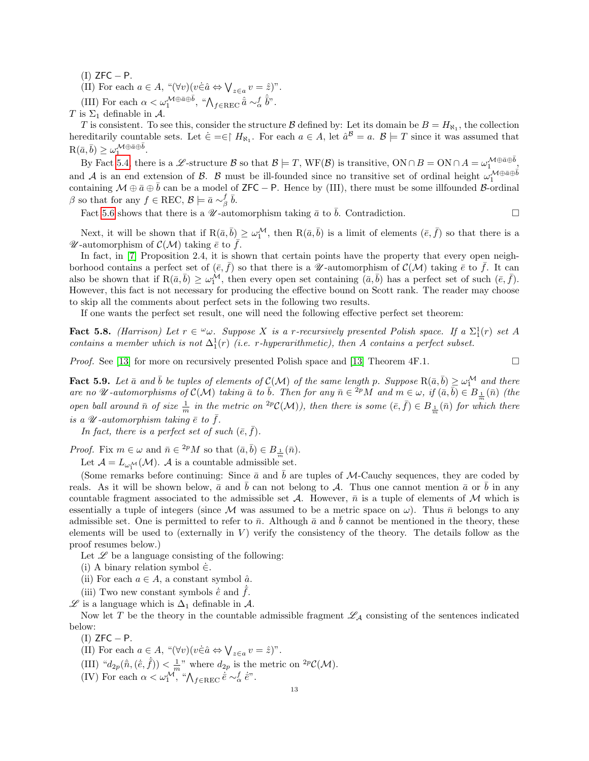(I) $\mathsf{ZFC} - \mathsf{P}$.

(II) For each $a \in A$, "$(\forall v)(v \dot{\in} \hat{a} \Leftrightarrow \bigvee_{z \in a} v = \hat{z})$".

(III) For each $\alpha < \omega_1^{\mathcal{M} \oplus \bar{a} \oplus \bar{b}}$, "$\bigwedge_{f \in \mathrm{REC}} \hat{\bar{a}} \sim_\alpha^f \hat{\bar{b}}$".

$T$ is $\Sigma_1$ definable in $\mathcal{A}$.

$T$ is consistent. To see this, consider the structure $\mathcal{B}$ defined by: Let its domain be $B = H_{\aleph_1}$, the collection hereditarily countable sets. Let $\dot{\in} = \in \restriction H_{\aleph_1}$. For each $a \in A$, let $\hat{a}^{\mathcal{B}} = a$. $\mathcal{B} \models T$ since it was assumed that $\mathrm{R}(\bar{a}, \bar{b}) \geq \omega_1^{\mathcal{M} \oplus \bar{a} \oplus \bar{b}}$.

By Fact 5.4, there is a $\mathscr{L}$-structure $\mathcal{B}$ so that $\mathcal{B} \models T$, $\mathrm{WF}(\mathcal{B})$ is transitive, $\mathrm{ON} \cap B = \mathrm{ON} \cap A = \omega_1^{\mathcal{M} \oplus \bar{a} \oplus \bar{b}}$, and $\mathcal{A}$ is an end extension of $\mathcal{B}$. $\mathcal{B}$ must be ill-founded since no transitive set of ordinal height $\omega_1^{\mathcal{M} \oplus \bar{a} \oplus \bar{b}}$ containing $\mathcal{M} \oplus \bar{a} \oplus \bar{b}$ can be a model of $\mathsf{ZFC} - \mathsf{P}$. Hence by (III), there must be some illfounded $\mathcal{B}$-ordinal $\beta$ so that for any $f \in \mathrm{REC}$, $\mathcal{B} \models \bar{a} \sim_\beta^f \bar{b}$.

Fact 5.6 shows that there is a $\mathscr{U}$-automorphism taking $\bar{a}$ to $\bar{b}$. Contradiction. $\square$

Next, it will be shown that if $\mathrm{R}(\bar{a}, \bar{b}) \geq \omega_1^{\mathcal{M}}$, then $\mathrm{R}(\bar{a}, \bar{b})$ is a limit of elements $(\bar{e}, \bar{f})$ so that there is a $\mathscr{U}$-automorphism of $\mathcal{C}(\mathcal{M})$ taking $\bar{e}$ to $\bar{f}$.

In fact, in [7] Proposition 2.4, it is shown that certain points have the property that every open neighborhood contains a perfect set of $(\bar{e}, \bar{f})$ so that there is a $\mathscr{U}$-automorphism of $\mathcal{C}(\mathcal{M})$ taking $\bar{e}$ to $\bar{f}$. It can also be shown that if $\mathrm{R}(\bar{a}, \bar{b}) \geq \omega_1^{\mathcal{M}}$, then every open set containing $(\bar{a}, \bar{b})$ has a perfect set of such $(\bar{e}, \bar{f})$. However, this fact is not necessary for producing the effective bound on Scott rank. The reader may choose to skip all the comments about perfect sets in the following two results.

If one wants the perfect set result, one will need the following effective perfect set theorem:

**Fact 5.8.** *(Harrison) Let $r \in {}^\omega\omega$. Suppose $X$ is a $r$-recursively presented Polish space. If a $\Sigma_1^1(r)$ set $A$ contains a member which is not $\Delta_1^1(r)$ (i.e. $r$-hyperarithmetic), then $A$ contains a perfect subset.*

*Proof.* See [13] for more on recursively presented Polish space and [13] Theorem 4F.1. $\square$

**Fact 5.9.** *Let $\bar{a}$ and $\bar{b}$ be tuples of elements of $\mathcal{C}(\mathcal{M})$ of the same length $p$. Suppose $\mathrm{R}(\bar{a}, \bar{b}) \geq \omega_1^{\mathcal{M}}$ and there are no $\mathscr{U}$-automorphisms of $\mathcal{C}(\mathcal{M})$ taking $\bar{a}$ to $\bar{b}$. Then for any $\bar{n} \in {}^{2p}M$ and $m \in \omega$, if $(\bar{a}, \bar{b}) \in B_{\frac{1}{m}}(\bar{n})$ (the open ball around $\bar{n}$ of size $\frac{1}{m}$ in the metric on ${}^{2p}\mathcal{C}(\mathcal{M})$), then there is some $(\bar{e}, \bar{f}) \in B_{\frac{1}{m}}(\bar{n})$ for which there is a $\mathscr{U}$-automorphism taking $\bar{e}$ to $\bar{f}$.*

*In fact, there is a perfect set of such $(\bar{e}, \bar{f})$.*

*Proof.* Fix $m \in \omega$ and $\bar{n} \in {}^{2p}M$ so that $(\bar{a}, \bar{b}) \in B_{\frac{1}{m}}(\bar{n})$.

Let $\mathcal{A} = L_{\omega_1^{\mathcal{M}}}(\mathcal{M})$. $\mathcal{A}$ is a countable admissible set.

(Some remarks before continuing: Since $\bar{a}$ and $\bar{b}$ are tuples of $\mathcal{M}$-Cauchy sequences, they are coded by reals. As it will be shown below, $\bar{a}$ and $\bar{b}$ can not belong to $\mathcal{A}$. Thus one cannot mention $\bar{a}$ or $\bar{b}$ in any countable fragment associated to the admissible set $\mathcal{A}$. However, $\bar{n}$ is a tuple of elements of $\mathcal{M}$ which is essentially a tuple of integers (since $\mathcal{M}$ was assumed to be a metric space on $\omega$). Thus $\bar{n}$ belongs to any admissible set. One is permitted to refer to $\bar{n}$. Although $\bar{a}$ and $\bar{b}$ cannot be mentioned in the theory, these elements will be used to (externally in $V$) verify the consistency of the theory. The details follow as the proof resumes below.)

Let $\mathscr{L}$ be a language consisting of the following:

(i) A binary relation symbol $\dot{\in}$.

(ii) For each $a \in A$, a constant symbol $\hat{a}$.

(iii) Two new constant symbols $\dot{\bar{e}}$ and $\dot{\bar{f}}$.

$\mathscr{L}$ is a language which is $\Delta_1$ definable in $\mathcal{A}$.

Now let $T$ be the theory in the countable admissible fragment $\mathscr{L}_{\mathcal{A}}$ consisting of the sentences indicated below:

(I) $\mathsf{ZFC} - \mathsf{P}$.

(II) For each $a \in A$, "$(\forall v)(v \dot{\in} \hat{a} \Leftrightarrow \bigvee_{z \in a} v = \hat{z})$".

(III) "$d_{2p}(\hat{\bar{n}}, (\dot{\bar{e}}, \dot{\bar{f}})) < \frac{1}{m}$" where $d_{2p}$ is the metric on ${}^{2p}\mathcal{C}(\mathcal{M})$.

(IV) For each $\alpha < \omega_1^{\mathcal{M}}$, "$\bigwedge_{f \in \mathrm{REC}} \dot{\bar{e}} \sim_\alpha^f \dot{\bar{e}}$".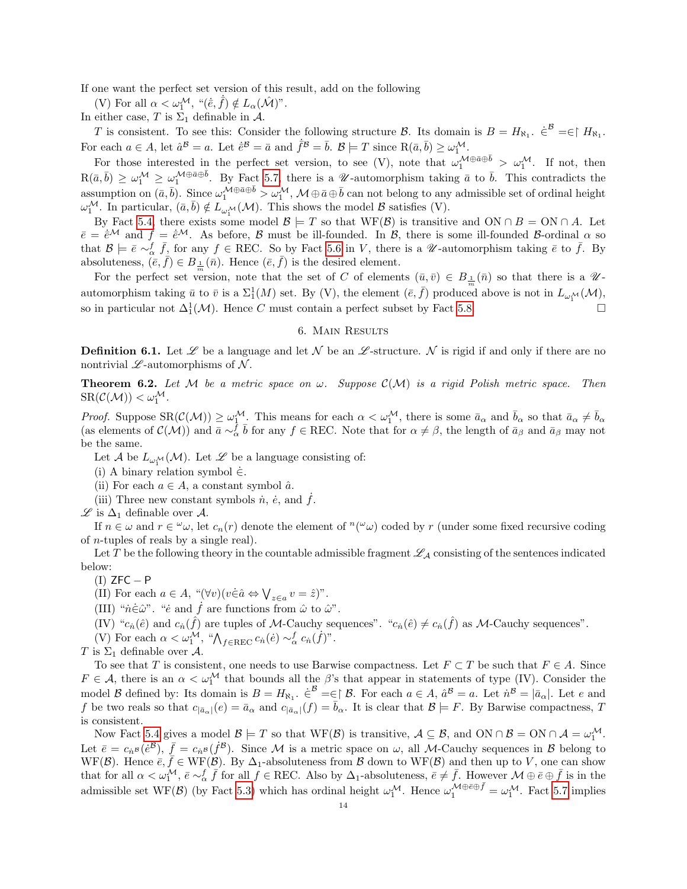If one want the perfect set version of this result, add on the following

(V) For all $\alpha < \omega_1^{\mathcal{M}}$, "$(\dot{e}, \dot{f}) \notin L_\alpha(\hat{\mathcal{M}})$".

In either case, $T$ is $\Sigma_1$ definable in $\mathcal{A}$.

$T$ is consistent. To see this: Consider the following structure $\mathcal{B}$. Its domain is $B = H_{\aleph_1}$. $\dot{\in}^{\mathcal{B}} = \in\restriction H_{\aleph_1}$. For each $a \in A$, let $\hat{a}^{\mathcal{B}} = a$. Let $\dot{e}^{\mathcal{B}} = \bar{a}$ and $\dot{f}^{\mathcal{B}} = \bar{b}$. $\mathcal{B} \models T$ since $\mathrm{R}(\bar{a}, \bar{b}) \geq \omega_1^{\mathcal{M}}$.

For those interested in the perfect set version, to see (V), note that $\omega_1^{\mathcal{M} \oplus \bar{a} \oplus \bar{b}} > \omega_1^{\mathcal{M}}$. If not, then $\mathrm{R}(\bar{a}, \bar{b}) \geq \omega_1^{\mathcal{M}} \geq \omega_1^{\mathcal{M} \oplus \bar{a} \oplus \bar{b}}$. By Fact 5.7, there is a $\mathscr{U}$-automorphism taking $\bar{a}$ to $\bar{b}$. This contradicts the assumption on $(\bar{a}, \bar{b})$. Since $\omega_1^{\mathcal{M} \oplus \bar{a} \oplus \bar{b}} > \omega_1^{\mathcal{M}}$, $\mathcal{M} \oplus \bar{a} \oplus \bar{b}$ can not belong to any admissible set of ordinal height $\omega_1^{\mathcal{M}}$. In particular, $(\bar{a}, \bar{b}) \notin L_{\omega_1^{\mathcal{M}}}(\mathcal{M})$. This shows the model $\mathcal{B}$ satisfies (V).

By Fact 5.4, there exists some model $\mathcal{B} \models T$ so that $\mathrm{WF}(\mathcal{B})$ is transitive and $\mathrm{ON} \cap B = \mathrm{ON} \cap A$. Let $\bar{e} = \dot{e}^{\mathcal{M}}$ and $\bar{f} = \dot{e}^{\mathcal{M}}$. As before, $\mathcal{B}$ must be ill-founded. In $\mathcal{B}$, there is some ill-founded $\mathcal{B}$-ordinal $\alpha$ so that $\mathcal{B} \models \bar{e} \sim_\alpha^f \bar{f}$, for any $f \in \mathrm{REC}$. So by Fact 5.6 in $V$, there is a $\mathscr{U}$-automorphism taking $\bar{e}$ to $\bar{f}$. By absoluteness, $(\bar{e}, \bar{f}) \in B_{\frac{1}{m}}(\bar{n})$. Hence $(\bar{e}, \bar{f})$ is the desired element.

For the perfect set version, note that the set of $C$ of elements $(\bar{u}, \bar{v}) \in B_{\frac{1}{m}}(\bar{n})$ so that there is a $\mathscr{U}$-automorphism taking $\bar{u}$ to $\bar{v}$ is a $\Sigma_1^1(M)$ set. By (V), the element $(\bar{e}, \bar{f})$ produced above is not in $L_{\omega_1^{\mathcal{M}}}(\mathcal{M})$, so in particular not $\Delta_1^1(\mathcal{M})$. Hence $C$ must contain a perfect subset by Fact 5.8. $\square$

## 6. Main Results

**Definition 6.1.** Let $\mathscr{L}$ be a language and let $\mathcal{N}$ be an $\mathscr{L}$-structure. $\mathcal{N}$ is rigid if and only if there are no nontrivial $\mathscr{L}$-automorphisms of $\mathcal{N}$.

**Theorem 6.2.** *Let $\mathcal{M}$ be a metric space on $\omega$. Suppose $\mathcal{C}(\mathcal{M})$ is a rigid Polish metric space. Then $\mathrm{SR}(\mathcal{C}(\mathcal{M})) < \omega_1^{\mathcal{M}}$.*

*Proof.* Suppose $\mathrm{SR}(\mathcal{C}(\mathcal{M})) \geq \omega_1^{\mathcal{M}}$. This means for each $\alpha < \omega_1^{\mathcal{M}}$, there is some $\bar{a}_\alpha$ and $\bar{b}_\alpha$ so that $\bar{a}_\alpha \neq \bar{b}_\alpha$ (as elements of $\mathcal{C}(\mathcal{M})$) and $\bar{a} \sim_\alpha^f \bar{b}$ for any $f \in \mathrm{REC}$. Note that for $\alpha \neq \beta$, the length of $\bar{a}_\beta$ and $\bar{a}_\beta$ may not be the same.

Let $\mathcal{A}$ be $L_{\omega_1^{\mathcal{M}}}(\mathcal{M})$. Let $\mathscr{L}$ be a language consisting of:

(i) A binary relation symbol $\dot{\in}$.

(ii) For each $a \in A$, a constant symbol $\hat{a}$.

(iii) Three new constant symbols $\dot{n}$, $\dot{e}$, and $\dot{f}$.

$\mathscr{L}$ is $\Delta_1$ definable over $\mathcal{A}$.

If $n \in \omega$ and $r \in {}^\omega\omega$, let $c_n(r)$ denote the element of ${}^n({}^\omega\omega)$ coded by $r$ (under some fixed recursive coding of $n$-tuples of reals by a single real).

Let $T$ be the following theory in the countable admissible fragment $\mathscr{L}_{\mathcal{A}}$ consisting of the sentences indicated below:

(I) $\mathsf{ZFC} - \mathsf{P}$

(II) For each $a \in A$, "$(\forall v)(v \dot{\in} \hat{a} \Leftrightarrow \bigvee_{z \in a} v = \hat{z})$".

(III) "$\dot{n} \dot{\in} \hat{\omega}$". "$\dot{e}$ and $\dot{f}$ are functions from $\hat{\omega}$ to $\hat{\omega}$".

(IV) "$c_{\dot{n}}(\hat{e})$ and $c_{\dot{n}}(\hat{f})$ are tuples of $\mathcal{M}$-Cauchy sequences". "$c_{\dot{n}}(\hat{e}) \neq c_{\dot{n}}(\hat{f})$ as $\mathcal{M}$-Cauchy sequences".

(V) For each $\alpha < \omega_1^{\mathcal{M}}$, "$\bigwedge_{f \in \mathrm{REC}} c_{\dot{n}}(\dot{e}) \sim_\alpha^f c_{\dot{n}}(\dot{f})$".

$T$ is $\Sigma_1$ definable over $\mathcal{A}$.

To see that $T$ is consistent, one needs to use Barwise compactness. Let $F \subset T$ be such that $F \in A$. Since $F \in \mathcal{A}$, there is an $\alpha < \omega_1^{\mathcal{M}}$ that bounds all the $\beta$'s that appear in statements of type (IV). Consider the model $\mathcal{B}$ defined by: Its domain is $B = H_{\aleph_1}$. $\dot{\in}^{\mathcal{B}} = \in\restriction \mathcal{B}$. For each $a \in A$, $\hat{a}^{\mathcal{B}} = a$. Let $\dot{n}^{\mathcal{B}} = |\bar{a}_\alpha|$. Let $e$ and $f$ be two reals so that $c_{|\bar{a}_\alpha|}(e) = \bar{a}_\alpha$ and $c_{|\bar{a}_\alpha|}(f) = \bar{b}_\alpha$. It is clear that $\mathcal{B} \models F$. By Barwise compactness, $T$ is consistent.

Now Fact 5.4 gives a model $\mathcal{B} \models T$ so that $\mathrm{WF}(\mathcal{B})$ is transitive, $\mathcal{A} \subseteq \mathcal{B}$, and $\mathrm{ON} \cap \mathcal{B} = \mathrm{ON} \cap \mathcal{A} = \omega_1^{\mathcal{M}}$. Let $\bar{e} = c_{\dot{n}^{\mathcal{B}}}(\dot{e}^{\mathcal{B}})$, $\bar{f} = c_{\dot{n}^{\mathcal{B}}}(\dot{f}^{\mathcal{B}})$. Since $\mathcal{M}$ is a metric space on $\omega$, all $\mathcal{M}$-Cauchy sequences in $\mathcal{B}$ belong to $\mathrm{WF}(\mathcal{B})$. Hence $\bar{e}, \bar{f} \in \mathrm{WF}(\mathcal{B})$. By $\Delta_1$-absoluteness from $\mathcal{B}$ down to $\mathrm{WF}(\mathcal{B})$ and then up to $V$, one can show that for all $\alpha < \omega_1^{\mathcal{M}}$, $\bar{e} \sim_\alpha^f \bar{f}$ for all $f \in \mathrm{REC}$. Also by $\Delta_1$-absoluteness, $\bar{e} \neq \bar{f}$. However $\mathcal{M} \oplus \bar{e} \oplus \bar{f}$ is in the admissible set $\mathrm{WF}(\mathcal{B})$ (by Fact 5.3) which has ordinal height $\omega_1^{\mathcal{M}}$. Hence $\omega_1^{\mathcal{M} \oplus \bar{e} \oplus \bar{f}} = \omega_1^{\mathcal{M}}$. Fact 5.7 implies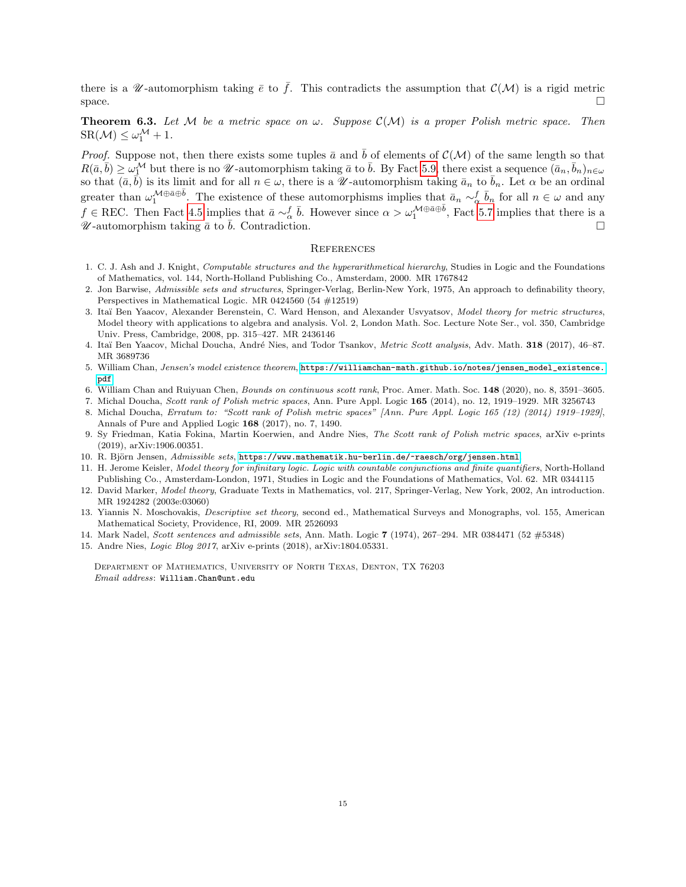there is a $\mathscr{U}$-automorphism taking $\bar{e}$ to $\bar{f}$. This contradicts the assumption that $\mathcal{C}(\mathcal{M})$ is a rigid metric space. □

**Theorem 6.3.** *Let $\mathcal{M}$ be a metric space on $\omega$. Suppose $\mathcal{C}(\mathcal{M})$ is a proper Polish metric space. Then $\mathrm{SR}(\mathcal{M}) \leq \omega_1^{\mathcal{M}} + 1$.*

*Proof.* Suppose not, then there exists some tuples $\bar{a}$ and $\bar{b}$ of elements of $\mathcal{C}(\mathcal{M})$ of the same length so that $R(\bar{a}, \bar{b}) \geq \omega_1^{\mathcal{M}}$ but there is no $\mathscr{U}$-automorphism taking $\bar{a}$ to $\bar{b}$. By Fact 5.9, there exist a sequence $(\bar{a}_n, \bar{b}_n)_{n \in \omega}$ so that $(\bar{a}, \bar{b})$ is its limit and for all $n \in \omega$, there is a $\mathscr{U}$-automorphism taking $\bar{a}_n$ to $\bar{b}_n$. Let $\alpha$ be an ordinal greater than $\omega_1^{\mathcal{M} \oplus \bar{a} \oplus \bar{b}}$. The existence of these automorphisms implies that $\bar{a}_n \sim_\alpha^f \bar{b}_n$ for all $n \in \omega$ and any $f \in \mathrm{REC}$. Then Fact 4.5 implies that $\bar{a} \sim_\alpha^f \bar{b}$. However since $\alpha > \omega_1^{\mathcal{M} \oplus \bar{a} \oplus \bar{b}}$, Fact 5.7 implies that there is a $\mathscr{U}$-automorphism taking $\bar{a}$ to $\bar{b}$. Contradiction. □

## References

1. C. J. Ash and J. Knight, *Computable structures and the hyperarithmetical hierarchy*, Studies in Logic and the Foundations of Mathematics, vol. 144, North-Holland Publishing Co., Amsterdam, 2000. MR 1767842
2. Jon Barwise, *Admissible sets and structures*, Springer-Verlag, Berlin-New York, 1975, An approach to definability theory, Perspectives in Mathematical Logic. MR 0424560 (54 #12519)
3. Itaï Ben Yaacov, Alexander Berenstein, C. Ward Henson, and Alexander Usvyatsov, *Model theory for metric structures*, Model theory with applications to algebra and analysis. Vol. 2, London Math. Soc. Lecture Note Ser., vol. 350, Cambridge Univ. Press, Cambridge, 2008, pp. 315–427. MR 2436146
4. Itaï Ben Yaacov, Michal Doucha, André Nies, and Todor Tsankov, *Metric Scott analysis*, Adv. Math. **318** (2017), 46–87. MR 3689736
5. William Chan, *Jensen's model existence theorem*, https://williamchan-math.github.io/notes/jensen_model_existence.pdf
6. William Chan and Ruiyuan Chen, *Bounds on continuous scott rank*, Proc. Amer. Math. Soc. **148** (2020), no. 8, 3591–3605.
7. Michal Doucha, *Scott rank of Polish metric spaces*, Ann. Pure Appl. Logic **165** (2014), no. 12, 1919–1929. MR 3256743
8. Michal Doucha, *Erratum to: "Scott rank of Polish metric spaces" [Ann. Pure Appl. Logic 165 (12) (2014) 1919–1929]*, Annals of Pure and Applied Logic **168** (2017), no. 7, 1490.
9. Sy Friedman, Katia Fokina, Martin Koerwien, and Andre Nies, *The Scott rank of Polish metric spaces*, arXiv e-prints (2019), arXiv:1906.00351.
10. R. Björn Jensen, *Admissible sets*, https://www.mathematik.hu-berlin.de/~raesch/org/jensen.html
11. H. Jerome Keisler, *Model theory for infinitary logic. Logic with countable conjunctions and finite quantifiers*, North-Holland Publishing Co., Amsterdam-London, 1971, Studies in Logic and the Foundations of Mathematics, Vol. 62. MR 0344115
12. David Marker, *Model theory*, Graduate Texts in Mathematics, vol. 217, Springer-Verlag, New York, 2002, An introduction. MR 1924282 (2003e:03060)
13. Yiannis N. Moschovakis, *Descriptive set theory*, second ed., Mathematical Surveys and Monographs, vol. 155, American Mathematical Society, Providence, RI, 2009. MR 2526093
14. Mark Nadel, *Scott sentences and admissible sets*, Ann. Math. Logic **7** (1974), 267–294. MR 0384471 (52 #5348)
15. Andre Nies, *Logic Blog 2017*, arXiv e-prints (2018), arXiv:1804.05331.

Department of Mathematics, University of North Texas, Denton, TX 76203
*Email address*: William.Chan@unt.edu